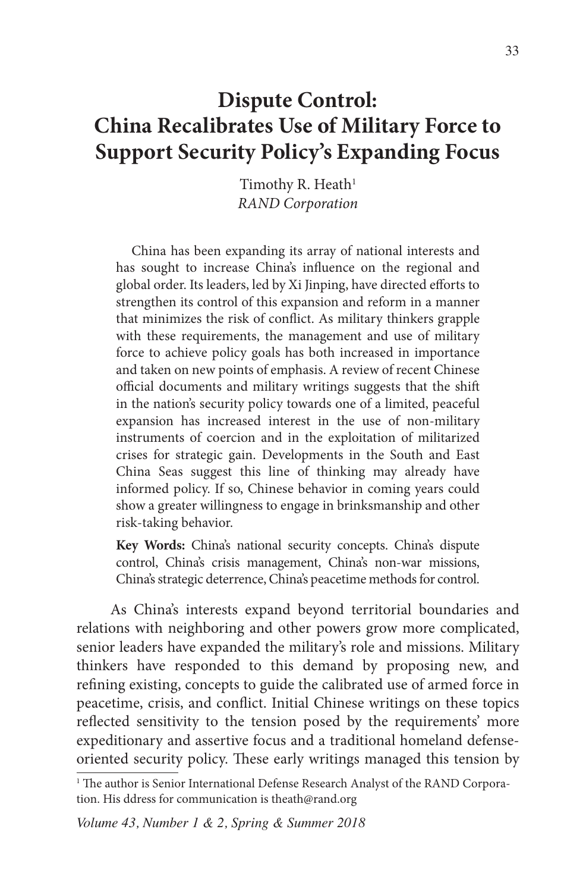# Dispute Control: China Recalibrates Use of Military Force to Support Security Policy's Expanding Focus

Timothy R. Heath[1]
*RAND Corporation*

> China has been expanding its array of national interests and has sought to increase China's influence on the regional and global order. Its leaders, led by Xi Jinping, have directed efforts to strengthen its control of this expansion and reform in a manner that minimizes the risk of conflict. As military thinkers grapple with these requirements, the management and use of military force to achieve policy goals has both increased in importance and taken on new points of emphasis. A review of recent Chinese official documents and military writings suggests that the shift in the nation's security policy towards one of a limited, peaceful expansion has increased interest in the use of non-military instruments of coercion and in the exploitation of militarized crises for strategic gain. Developments in the South and East China Seas suggest this line of thinking may already have informed policy. If so, Chinese behavior in coming years could show a greater willingness to engage in brinksmanship and other risk-taking behavior.
>
> **Key Words:** China's national security concepts. China's dispute control, China's crisis management, China's non-war missions, China's strategic deterrence, China's peacetime methods for control.

As China's interests expand beyond territorial boundaries and relations with neighboring and other powers grow more complicated, senior leaders have expanded the military's role and missions. Military thinkers have responded to this demand by proposing new, and refining existing, concepts to guide the calibrated use of armed force in peacetime, crisis, and conflict. Initial Chinese writings on these topics reflected sensitivity to the tension posed by the requirements' more expeditionary and assertive focus and a traditional homeland defense-oriented security policy. These early writings managed this tension by

[1] The author is Senior International Defense Research Analyst of the RAND Corporation. His ddress for communication is theath@rand.org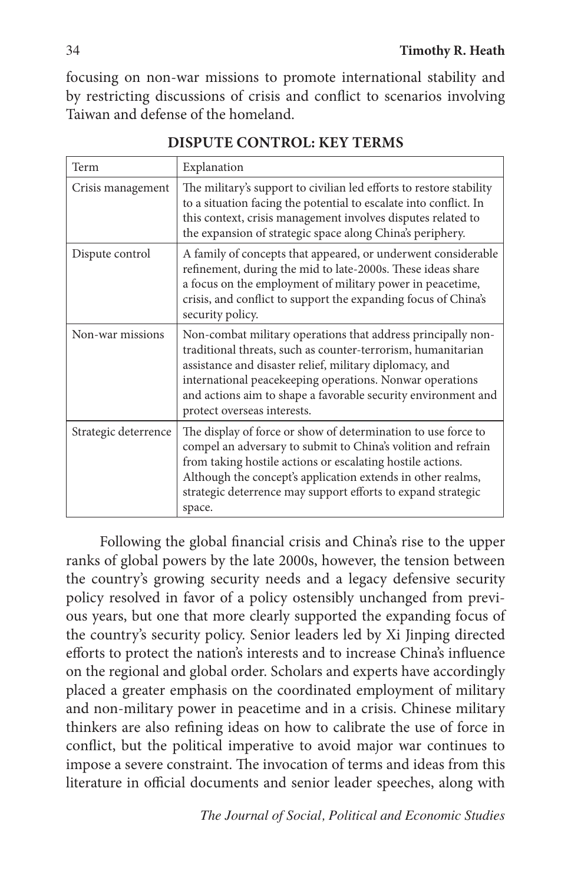focusing on non-war missions to promote international stability and by restricting discussions of crisis and conflict to scenarios involving Taiwan and defense of the homeland.

**DISPUTE CONTROL: KEY TERMS**

| Term | Explanation |
| --- | --- |
| Crisis management | The military's support to civilian led efforts to restore stability to a situation facing the potential to escalate into conflict. In this context, crisis management involves disputes related to the expansion of strategic space along China's periphery. |
| Dispute control | A family of concepts that appeared, or underwent considerable refinement, during the mid to late-2000s. These ideas share a focus on the employment of military power in peacetime, crisis, and conflict to support the expanding focus of China's security policy. |
| Non-war missions | Non-combat military operations that address principally non-traditional threats, such as counter-terrorism, humanitarian assistance and disaster relief, military diplomacy, and international peacekeeping operations. Nonwar operations and actions aim to shape a favorable security environment and protect overseas interests. |
| Strategic deterrence | The display of force or show of determination to use force to compel an adversary to submit to China's volition and refrain from taking hostile actions or escalating hostile actions. Although the concept's application extends in other realms, strategic deterrence may support efforts to expand strategic space. |

Following the global financial crisis and China's rise to the upper ranks of global powers by the late 2000s, however, the tension between the country's growing security needs and a legacy defensive security policy resolved in favor of a policy ostensibly unchanged from previous years, but one that more clearly supported the expanding focus of the country's security policy. Senior leaders led by Xi Jinping directed efforts to protect the nation's interests and to increase China's influence on the regional and global order. Scholars and experts have accordingly placed a greater emphasis on the coordinated employment of military and non-military power in peacetime and in a crisis. Chinese military thinkers are also refining ideas on how to calibrate the use of force in conflict, but the political imperative to avoid major war continues to impose a severe constraint. The invocation of terms and ideas from this literature in official documents and senior leader speeches, along with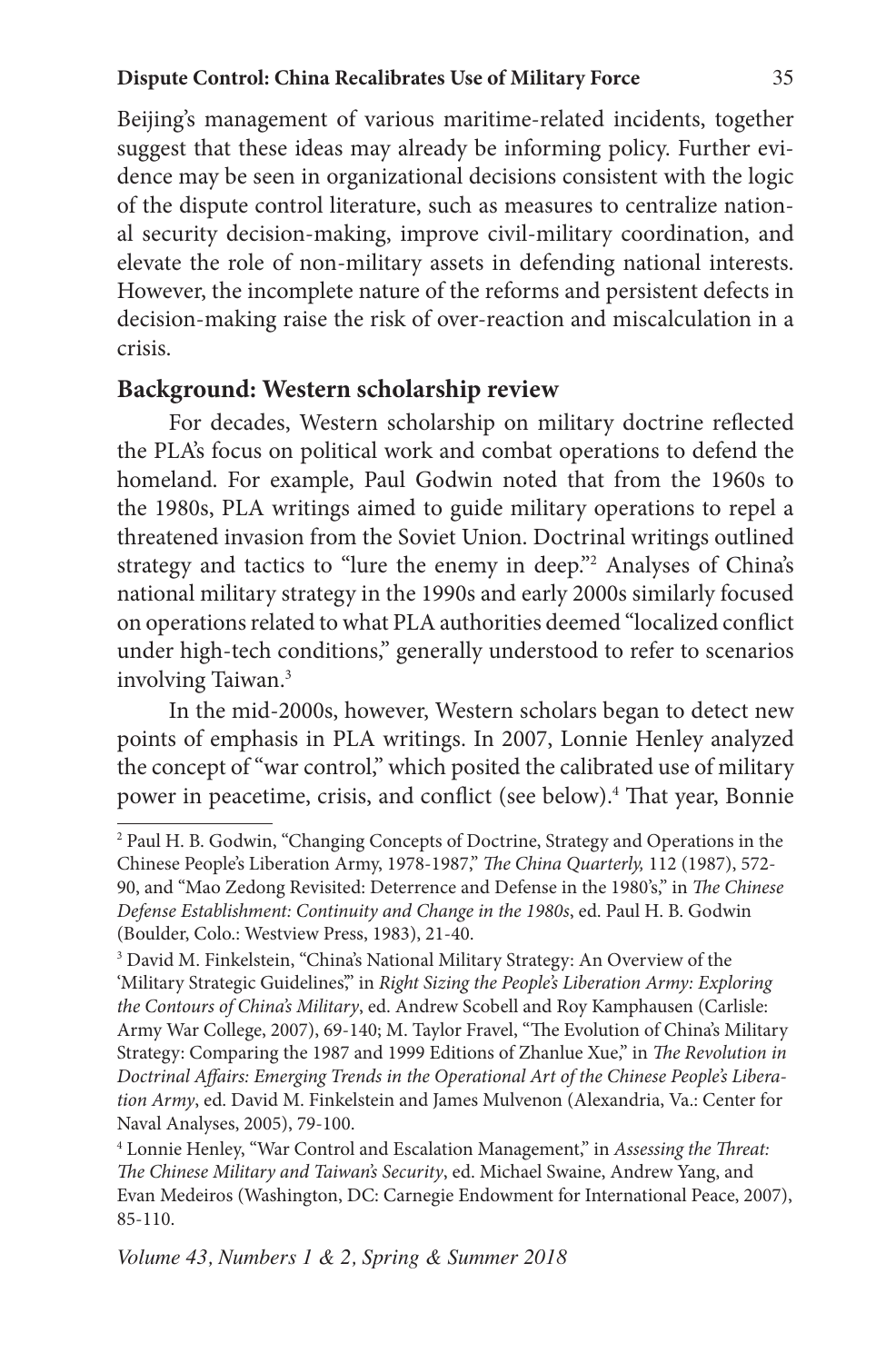Beijing's management of various maritime-related incidents, together suggest that these ideas may already be informing policy. Further evidence may be seen in organizational decisions consistent with the logic of the dispute control literature, such as measures to centralize national security decision-making, improve civil-military coordination, and elevate the role of non-military assets in defending national interests. However, the incomplete nature of the reforms and persistent defects in decision-making raise the risk of over-reaction and miscalculation in a crisis.

## Background: Western scholarship review

For decades, Western scholarship on military doctrine reflected the PLA's focus on political work and combat operations to defend the homeland. For example, Paul Godwin noted that from the 1960s to the 1980s, PLA writings aimed to guide military operations to repel a threatened invasion from the Soviet Union. Doctrinal writings outlined strategy and tactics to "lure the enemy in deep."[2] Analyses of China's national military strategy in the 1990s and early 2000s similarly focused on operations related to what PLA authorities deemed "localized conflict under high-tech conditions," generally understood to refer to scenarios involving Taiwan.[3]

In the mid-2000s, however, Western scholars began to detect new points of emphasis in PLA writings. In 2007, Lonnie Henley analyzed the concept of "war control," which posited the calibrated use of military power in peacetime, crisis, and conflict (see below).[4] That year, Bonnie

---

[2] Paul H. B. Godwin, "Changing Concepts of Doctrine, Strategy and Operations in the Chinese People's Liberation Army, 1978-1987," *The China Quarterly,* 112 (1987), 572-90, and "Mao Zedong Revisited: Deterrence and Defense in the 1980's," in *The Chinese Defense Establishment: Continuity and Change in the 1980s*, ed. Paul H. B. Godwin (Boulder, Colo.: Westview Press, 1983), 21-40.

[3] David M. Finkelstein, "China's National Military Strategy: An Overview of the 'Military Strategic Guidelines,'" in *Right Sizing the People's Liberation Army: Exploring the Contours of China's Military*, ed. Andrew Scobell and Roy Kamphausen (Carlisle: Army War College, 2007), 69-140; M. Taylor Fravel, "The Evolution of China's Military Strategy: Comparing the 1987 and 1999 Editions of Zhanlue Xue," in *The Revolution in Doctrinal Affairs: Emerging Trends in the Operational Art of the Chinese People's Liberation Army*, ed. David M. Finkelstein and James Mulvenon (Alexandria, Va.: Center for Naval Analyses, 2005), 79-100.

[4] Lonnie Henley, "War Control and Escalation Management," in *Assessing the Threat: The Chinese Military and Taiwan's Security*, ed. Michael Swaine, Andrew Yang, and Evan Medeiros (Washington, DC: Carnegie Endowment for International Peace, 2007), 85-110.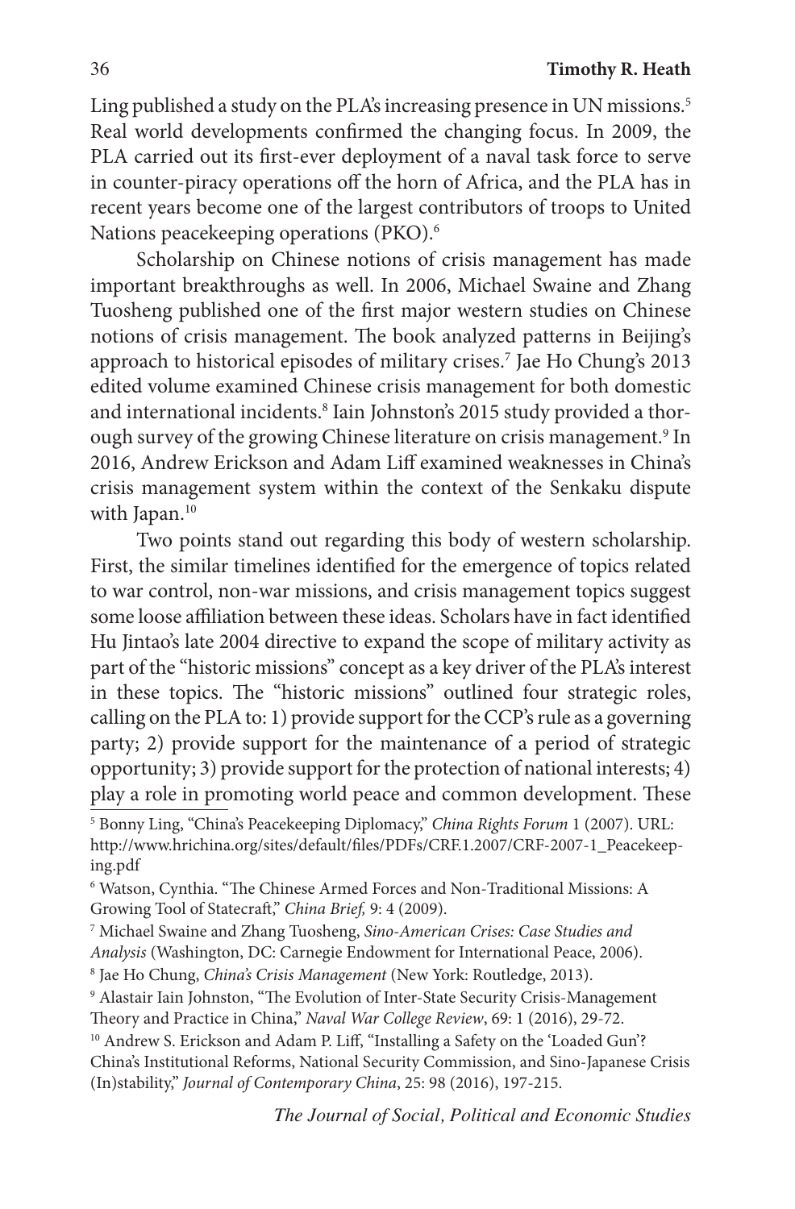Ling published a study on the PLA's increasing presence in UN missions.[5] Real world developments confirmed the changing focus. In 2009, the PLA carried out its first-ever deployment of a naval task force to serve in counter-piracy operations off the horn of Africa, and the PLA has in recent years become one of the largest contributors of troops to United Nations peacekeeping operations (PKO).[6]

Scholarship on Chinese notions of crisis management has made important breakthroughs as well. In 2006, Michael Swaine and Zhang Tuosheng published one of the first major western studies on Chinese notions of crisis management. The book analyzed patterns in Beijing's approach to historical episodes of military crises.[7] Jae Ho Chung's 2013 edited volume examined Chinese crisis management for both domestic and international incidents.[8] Iain Johnston's 2015 study provided a thorough survey of the growing Chinese literature on crisis management.[9] In 2016, Andrew Erickson and Adam Liff examined weaknesses in China's crisis management system within the context of the Senkaku dispute with Japan.[10]

Two points stand out regarding this body of western scholarship. First, the similar timelines identified for the emergence of topics related to war control, non-war missions, and crisis management topics suggest some loose affiliation between these ideas. Scholars have in fact identified Hu Jintao's late 2004 directive to expand the scope of military activity as part of the "historic missions" concept as a key driver of the PLA's interest in these topics. The "historic missions" outlined four strategic roles, calling on the PLA to: 1) provide support for the CCP's rule as a governing party; 2) provide support for the maintenance of a period of strategic opportunity; 3) provide support for the protection of national interests; 4) play a role in promoting world peace and common development. These

[5] Bonny Ling, "China's Peacekeeping Diplomacy," *China Rights Forum* 1 (2007). URL: http://www.hrichina.org/sites/default/files/PDFs/CRF.1.2007/CRF-2007-1_Peacekeeping.pdf

[6] Watson, Cynthia. "The Chinese Armed Forces and Non-Traditional Missions: A Growing Tool of Statecraft," *China Brief,* 9: 4 (2009).

[7] Michael Swaine and Zhang Tuosheng, *Sino-American Crises: Case Studies and Analysis* (Washington, DC: Carnegie Endowment for International Peace, 2006).

[8] Jae Ho Chung, *China's Crisis Management* (New York: Routledge, 2013).

[9] Alastair Iain Johnston, "The Evolution of Inter-State Security Crisis-Management Theory and Practice in China," *Naval War College Review*, 69: 1 (2016), 29-72.

[10] Andrew S. Erickson and Adam P. Liff, "Installing a Safety on the 'Loaded Gun'? China's Institutional Reforms, National Security Commission, and Sino-Japanese Crisis (In)stability," *Journal of Contemporary China*, 25: 98 (2016), 197-215.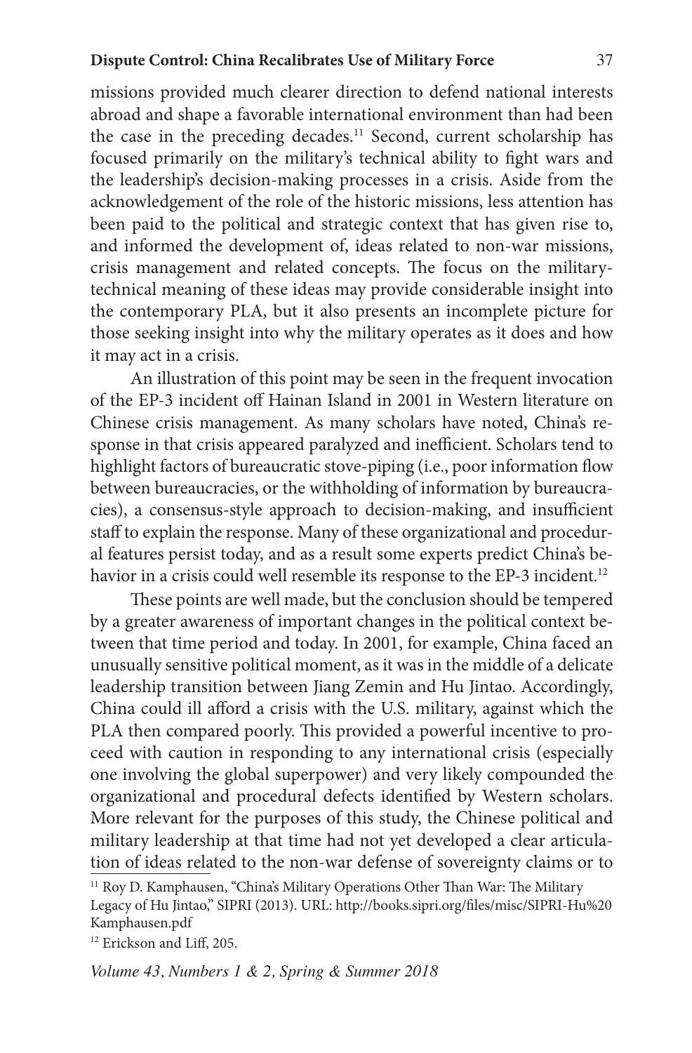missions provided much clearer direction to defend national interests abroad and shape a favorable international environment than had been the case in the preceding decades.[11] Second, current scholarship has focused primarily on the military's technical ability to fight wars and the leadership's decision-making processes in a crisis. Aside from the acknowledgement of the role of the historic missions, less attention has been paid to the political and strategic context that has given rise to, and informed the development of, ideas related to non-war missions, crisis management and related concepts. The focus on the military-technical meaning of these ideas may provide considerable insight into the contemporary PLA, but it also presents an incomplete picture for those seeking insight into why the military operates as it does and how it may act in a crisis.

An illustration of this point may be seen in the frequent invocation of the EP-3 incident off Hainan Island in 2001 in Western literature on Chinese crisis management. As many scholars have noted, China's response in that crisis appeared paralyzed and inefficient. Scholars tend to highlight factors of bureaucratic stove-piping (i.e., poor information flow between bureaucracies, or the withholding of information by bureaucracies), a consensus-style approach to decision-making, and insufficient staff to explain the response. Many of these organizational and procedural features persist today, and as a result some experts predict China's behavior in a crisis could well resemble its response to the EP-3 incident.[12]

These points are well made, but the conclusion should be tempered by a greater awareness of important changes in the political context between that time period and today. In 2001, for example, China faced an unusually sensitive political moment, as it was in the middle of a delicate leadership transition between Jiang Zemin and Hu Jintao. Accordingly, China could ill afford a crisis with the U.S. military, against which the PLA then compared poorly. This provided a powerful incentive to proceed with caution in responding to any international crisis (especially one involving the global superpower) and very likely compounded the organizational and procedural defects identified by Western scholars. More relevant for the purposes of this study, the Chinese political and military leadership at that time had not yet developed a clear articulation of ideas related to the non-war defense of sovereignty claims or to

[11] Roy D. Kamphausen, "China's Military Operations Other Than War: The Military Legacy of Hu Jintao," SIPRI (2013). URL: http://books.sipri.org/files/misc/SIPRI-Hu%20Kamphausen.pdf

[12] Erickson and Liff, 205.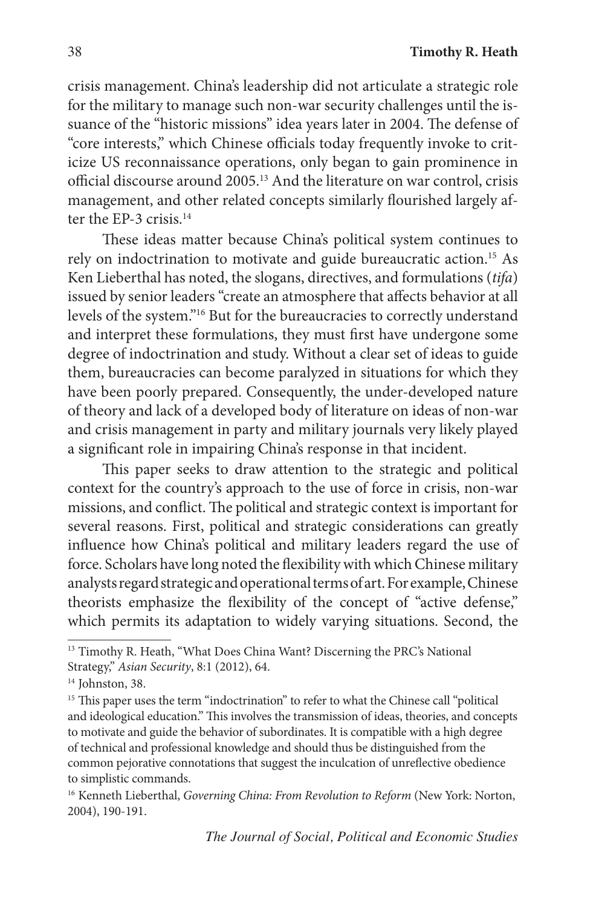crisis management. China's leadership did not articulate a strategic role for the military to manage such non-war security challenges until the issuance of the "historic missions" idea years later in 2004. The defense of "core interests," which Chinese officials today frequently invoke to criticize US reconnaissance operations, only began to gain prominence in official discourse around 2005.[13] And the literature on war control, crisis management, and other related concepts similarly flourished largely after the EP-3 crisis.[14]

These ideas matter because China's political system continues to rely on indoctrination to motivate and guide bureaucratic action.[15] As Ken Lieberthal has noted, the slogans, directives, and formulations (*tifa*) issued by senior leaders "create an atmosphere that affects behavior at all levels of the system."[16] But for the bureaucracies to correctly understand and interpret these formulations, they must first have undergone some degree of indoctrination and study. Without a clear set of ideas to guide them, bureaucracies can become paralyzed in situations for which they have been poorly prepared. Consequently, the under-developed nature of theory and lack of a developed body of literature on ideas of non-war and crisis management in party and military journals very likely played a significant role in impairing China's response in that incident.

This paper seeks to draw attention to the strategic and political context for the country's approach to the use of force in crisis, non-war missions, and conflict. The political and strategic context is important for several reasons. First, political and strategic considerations can greatly influence how China's political and military leaders regard the use of force. Scholars have long noted the flexibility with which Chinese military analysts regard strategic and operational terms of art. For example, Chinese theorists emphasize the flexibility of the concept of "active defense," which permits its adaptation to widely varying situations. Second, the

---

[13] Timothy R. Heath, "What Does China Want? Discerning the PRC's National Strategy," *Asian Security*, 8:1 (2012), 64.

[14] Johnston, 38.

[15] This paper uses the term "indoctrination" to refer to what the Chinese call "political and ideological education." This involves the transmission of ideas, theories, and concepts to motivate and guide the behavior of subordinates. It is compatible with a high degree of technical and professional knowledge and should thus be distinguished from the common pejorative connotations that suggest the inculcation of unreflective obedience to simplistic commands.

[16] Kenneth Lieberthal, *Governing China: From Revolution to Reform* (New York: Norton, 2004), 190-191.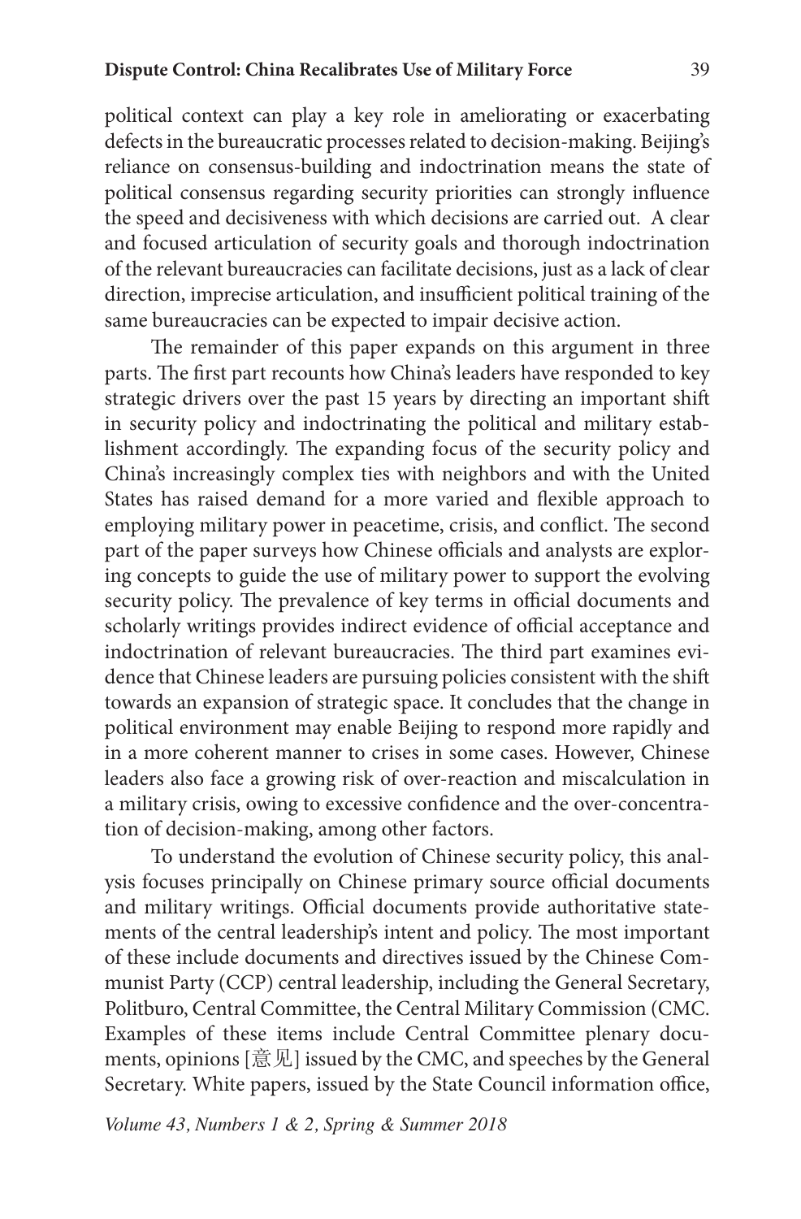political context can play a key role in ameliorating or exacerbating defects in the bureaucratic processes related to decision-making. Beijing's reliance on consensus-building and indoctrination means the state of political consensus regarding security priorities can strongly influence the speed and decisiveness with which decisions are carried out. A clear and focused articulation of security goals and thorough indoctrination of the relevant bureaucracies can facilitate decisions, just as a lack of clear direction, imprecise articulation, and insufficient political training of the same bureaucracies can be expected to impair decisive action.

The remainder of this paper expands on this argument in three parts. The first part recounts how China's leaders have responded to key strategic drivers over the past 15 years by directing an important shift in security policy and indoctrinating the political and military establishment accordingly. The expanding focus of the security policy and China's increasingly complex ties with neighbors and with the United States has raised demand for a more varied and flexible approach to employing military power in peacetime, crisis, and conflict. The second part of the paper surveys how Chinese officials and analysts are exploring concepts to guide the use of military power to support the evolving security policy. The prevalence of key terms in official documents and scholarly writings provides indirect evidence of official acceptance and indoctrination of relevant bureaucracies. The third part examines evidence that Chinese leaders are pursuing policies consistent with the shift towards an expansion of strategic space. It concludes that the change in political environment may enable Beijing to respond more rapidly and in a more coherent manner to crises in some cases. However, Chinese leaders also face a growing risk of over-reaction and miscalculation in a military crisis, owing to excessive confidence and the over-concentration of decision-making, among other factors.

To understand the evolution of Chinese security policy, this analysis focuses principally on Chinese primary source official documents and military writings. Official documents provide authoritative statements of the central leadership's intent and policy. The most important of these include documents and directives issued by the Chinese Communist Party (CCP) central leadership, including the General Secretary, Politburo, Central Committee, the Central Military Commission (CMC. Examples of these items include Central Committee plenary documents, opinions [意见] issued by the CMC, and speeches by the General Secretary. White papers, issued by the State Council information office,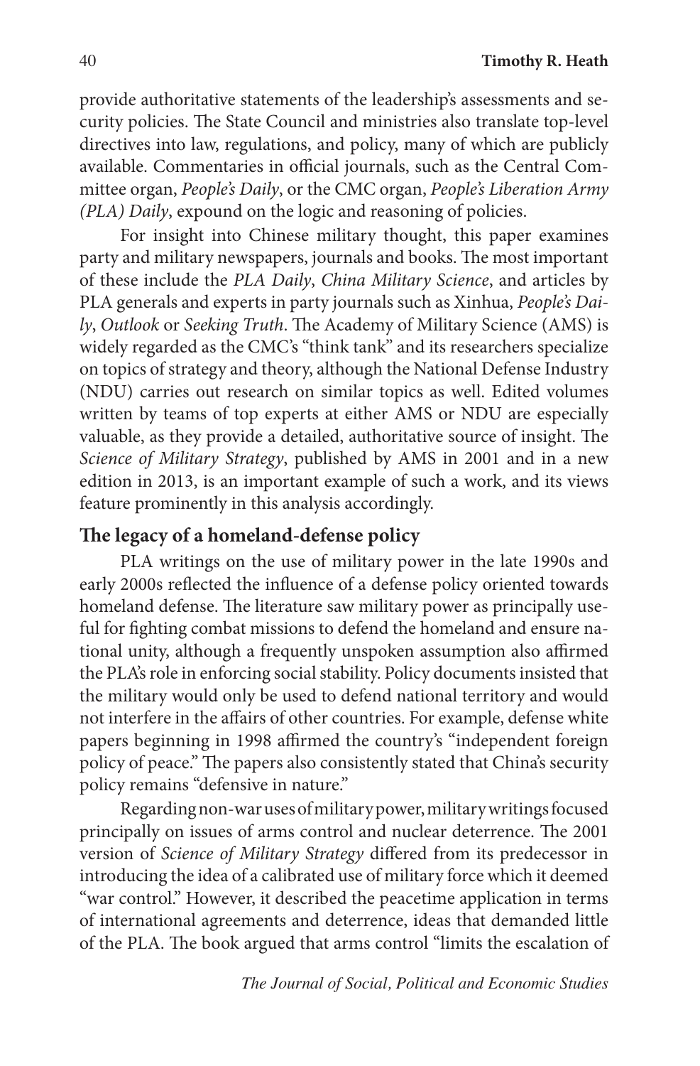provide authoritative statements of the leadership's assessments and security policies. The State Council and ministries also translate top-level directives into law, regulations, and policy, many of which are publicly available. Commentaries in official journals, such as the Central Committee organ, *People's Daily*, or the CMC organ, *People's Liberation Army (PLA) Daily*, expound on the logic and reasoning of policies.

For insight into Chinese military thought, this paper examines party and military newspapers, journals and books. The most important of these include the *PLA Daily*, *China Military Science*, and articles by PLA generals and experts in party journals such as Xinhua, *People's Daily*, *Outlook* or *Seeking Truth*. The Academy of Military Science (AMS) is widely regarded as the CMC's "think tank" and its researchers specialize on topics of strategy and theory, although the National Defense Industry (NDU) carries out research on similar topics as well. Edited volumes written by teams of top experts at either AMS or NDU are especially valuable, as they provide a detailed, authoritative source of insight. The *Science of Military Strategy*, published by AMS in 2001 and in a new edition in 2013, is an important example of such a work, and its views feature prominently in this analysis accordingly.

## The legacy of a homeland-defense policy

PLA writings on the use of military power in the late 1990s and early 2000s reflected the influence of a defense policy oriented towards homeland defense. The literature saw military power as principally useful for fighting combat missions to defend the homeland and ensure national unity, although a frequently unspoken assumption also affirmed the PLA's role in enforcing social stability. Policy documents insisted that the military would only be used to defend national territory and would not interfere in the affairs of other countries. For example, defense white papers beginning in 1998 affirmed the country's "independent foreign policy of peace." The papers also consistently stated that China's security policy remains "defensive in nature."

Regarding non-war uses of military power, military writings focused principally on issues of arms control and nuclear deterrence. The 2001 version of *Science of Military Strategy* differed from its predecessor in introducing the idea of a calibrated use of military force which it deemed "war control." However, it described the peacetime application in terms of international agreements and deterrence, ideas that demanded little of the PLA. The book argued that arms control "limits the escalation of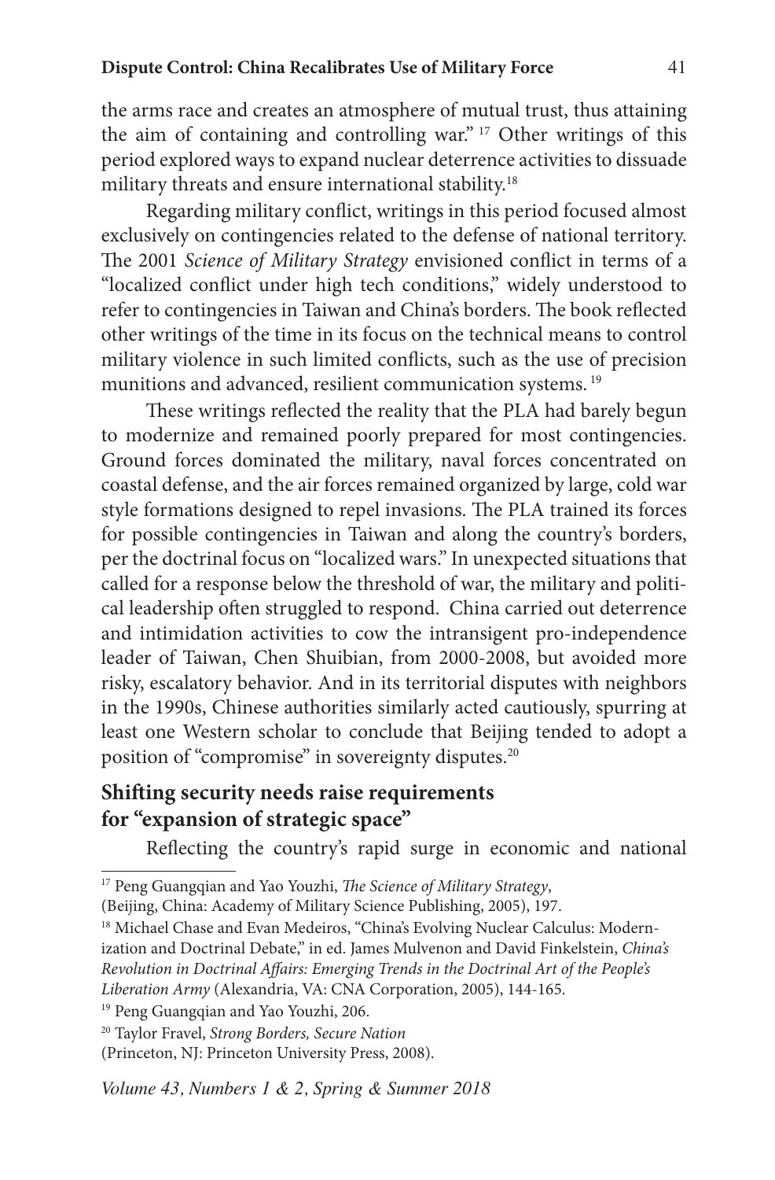the arms race and creates an atmosphere of mutual trust, thus attaining the aim of containing and controlling war." [17] Other writings of this period explored ways to expand nuclear deterrence activities to dissuade military threats and ensure international stability.[18]

Regarding military conflict, writings in this period focused almost exclusively on contingencies related to the defense of national territory. The 2001 *Science of Military Strategy* envisioned conflict in terms of a "localized conflict under high tech conditions," widely understood to refer to contingencies in Taiwan and China's borders. The book reflected other writings of the time in its focus on the technical means to control military violence in such limited conflicts, such as the use of precision munitions and advanced, resilient communication systems. [19]

These writings reflected the reality that the PLA had barely begun to modernize and remained poorly prepared for most contingencies. Ground forces dominated the military, naval forces concentrated on coastal defense, and the air forces remained organized by large, cold war style formations designed to repel invasions. The PLA trained its forces for possible contingencies in Taiwan and along the country's borders, per the doctrinal focus on "localized wars." In unexpected situations that called for a response below the threshold of war, the military and political leadership often struggled to respond. China carried out deterrence and intimidation activities to cow the intransigent pro-independence leader of Taiwan, Chen Shuibian, from 2000-2008, but avoided more risky, escalatory behavior. And in its territorial disputes with neighbors in the 1990s, Chinese authorities similarly acted cautiously, spurring at least one Western scholar to conclude that Beijing tended to adopt a position of "compromise" in sovereignty disputes.[20]

## Shifting security needs raise requirements for "expansion of strategic space"

Reflecting the country's rapid surge in economic and national

---

[17] Peng Guangqian and Yao Youzhi, *The Science of Military Strategy*, (Beijing, China: Academy of Military Science Publishing, 2005), 197.

[18] Michael Chase and Evan Medeiros, "China's Evolving Nuclear Calculus: Modernization and Doctrinal Debate," in ed. James Mulvenon and David Finkelstein, *China's Revolution in Doctrinal Affairs: Emerging Trends in the Doctrinal Art of the People's Liberation Army* (Alexandria, VA: CNA Corporation, 2005), 144-165.

[19] Peng Guangqian and Yao Youzhi, 206.

[20] Taylor Fravel, *Strong Borders, Secure Nation* (Princeton, NJ: Princeton University Press, 2008).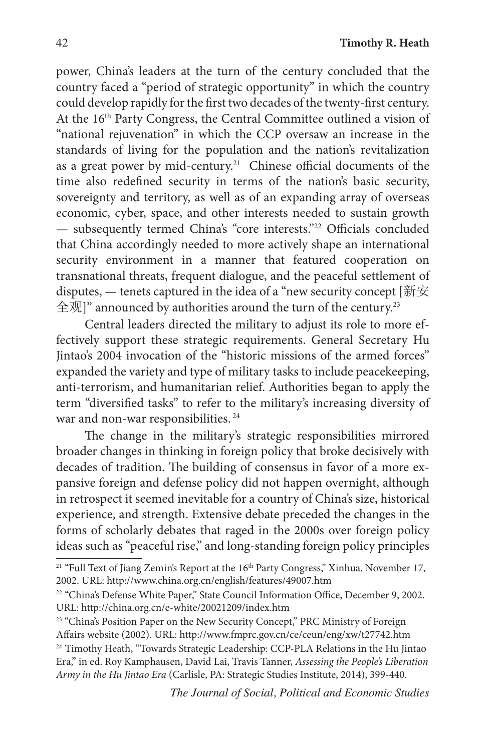power, China's leaders at the turn of the century concluded that the country faced a "period of strategic opportunity" in which the country could develop rapidly for the first two decades of the twenty-first century. At the 16th Party Congress, the Central Committee outlined a vision of "national rejuvenation" in which the CCP oversaw an increase in the standards of living for the population and the nation's revitalization as a great power by mid-century.[21] Chinese official documents of the time also redefined security in terms of the nation's basic security, sovereignty and territory, as well as of an expanding array of overseas economic, cyber, space, and other interests needed to sustain growth — subsequently termed China's "core interests."[22] Officials concluded that China accordingly needed to more actively shape an international security environment in a manner that featured cooperation on transnational threats, frequent dialogue, and the peaceful settlement of disputes, — tenets captured in the idea of a "new security concept [新安全观]" announced by authorities around the turn of the century.[23]

Central leaders directed the military to adjust its role to more effectively support these strategic requirements. General Secretary Hu Jintao's 2004 invocation of the "historic missions of the armed forces" expanded the variety and type of military tasks to include peacekeeping, anti-terrorism, and humanitarian relief. Authorities began to apply the term "diversified tasks" to refer to the military's increasing diversity of war and non-war responsibilities.[24]

The change in the military's strategic responsibilities mirrored broader changes in thinking in foreign policy that broke decisively with decades of tradition. The building of consensus in favor of a more expansive foreign and defense policy did not happen overnight, although in retrospect it seemed inevitable for a country of China's size, historical experience, and strength. Extensive debate preceded the changes in the forms of scholarly debates that raged in the 2000s over foreign policy ideas such as "peaceful rise," and long-standing foreign policy principles

---

[21] "Full Text of Jiang Zemin's Report at the 16th Party Congress," Xinhua, November 17, 2002. URL: http://www.china.org.cn/english/features/49007.htm

[22] "China's Defense White Paper," State Council Information Office, December 9, 2002. URL: http://china.org.cn/e-white/20021209/index.htm

[23] "China's Position Paper on the New Security Concept," PRC Ministry of Foreign Affairs website (2002). URL: http://www.fmprc.gov.cn/ce/ceun/eng/xw/t27742.htm

[24] Timothy Heath, "Towards Strategic Leadership: CCP-PLA Relations in the Hu Jintao Era," in ed. Roy Kamphausen, David Lai, Travis Tanner, *Assessing the People's Liberation Army in the Hu Jintao Era* (Carlisle, PA: Strategic Studies Institute, 2014), 399-440.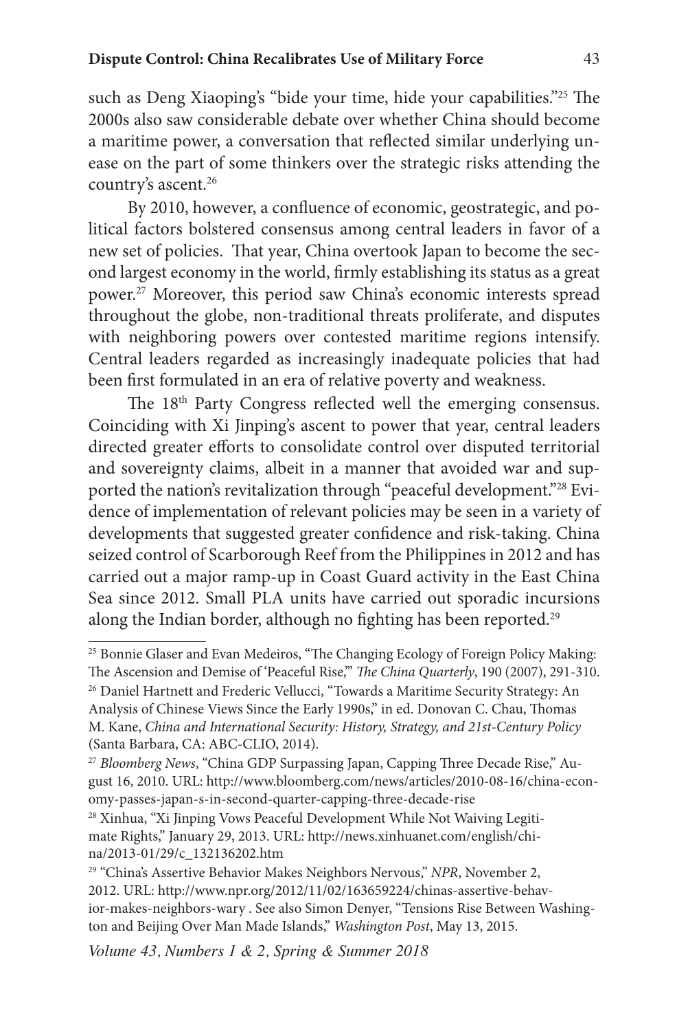such as Deng Xiaoping's "bide your time, hide your capabilities."[25] The 2000s also saw considerable debate over whether China should become a maritime power, a conversation that reflected similar underlying unease on the part of some thinkers over the strategic risks attending the country's ascent.[26]

By 2010, however, a confluence of economic, geostrategic, and political factors bolstered consensus among central leaders in favor of a new set of policies. That year, China overtook Japan to become the second largest economy in the world, firmly establishing its status as a great power.[27] Moreover, this period saw China's economic interests spread throughout the globe, non-traditional threats proliferate, and disputes with neighboring powers over contested maritime regions intensify. Central leaders regarded as increasingly inadequate policies that had been first formulated in an era of relative poverty and weakness.

The 18th Party Congress reflected well the emerging consensus. Coinciding with Xi Jinping's ascent to power that year, central leaders directed greater efforts to consolidate control over disputed territorial and sovereignty claims, albeit in a manner that avoided war and supported the nation's revitalization through "peaceful development."[28] Evidence of implementation of relevant policies may be seen in a variety of developments that suggested greater confidence and risk-taking. China seized control of Scarborough Reef from the Philippines in 2012 and has carried out a major ramp-up in Coast Guard activity in the East China Sea since 2012. Small PLA units have carried out sporadic incursions along the Indian border, although no fighting has been reported.[29]

---

[25] Bonnie Glaser and Evan Medeiros, "The Changing Ecology of Foreign Policy Making: The Ascension and Demise of 'Peaceful Rise,'" *The China Quarterly*, 190 (2007), 291-310.

[26] Daniel Hartnett and Frederic Vellucci, "Towards a Maritime Security Strategy: An Analysis of Chinese Views Since the Early 1990s," in ed. Donovan C. Chau, Thomas M. Kane, *China and International Security: History, Strategy, and 21st-Century Policy* (Santa Barbara, CA: ABC-CLIO, 2014).

[27] *Bloomberg News*, "China GDP Surpassing Japan, Capping Three Decade Rise," August 16, 2010. URL: http://www.bloomberg.com/news/articles/2010-08-16/china-economy-passes-japan-s-in-second-quarter-capping-three-decade-rise

[28] Xinhua, "Xi Jinping Vows Peaceful Development While Not Waiving Legitimate Rights," January 29, 2013. URL: http://news.xinhuanet.com/english/china/2013-01/29/c_132136202.htm

[29] "China's Assertive Behavior Makes Neighbors Nervous," *NPR*, November 2, 2012. URL: http://www.npr.org/2012/11/02/163659224/chinas-assertive-behavior-makes-neighbors-wary . See also Simon Denyer, "Tensions Rise Between Washington and Beijing Over Man Made Islands," *Washington Post*, May 13, 2015.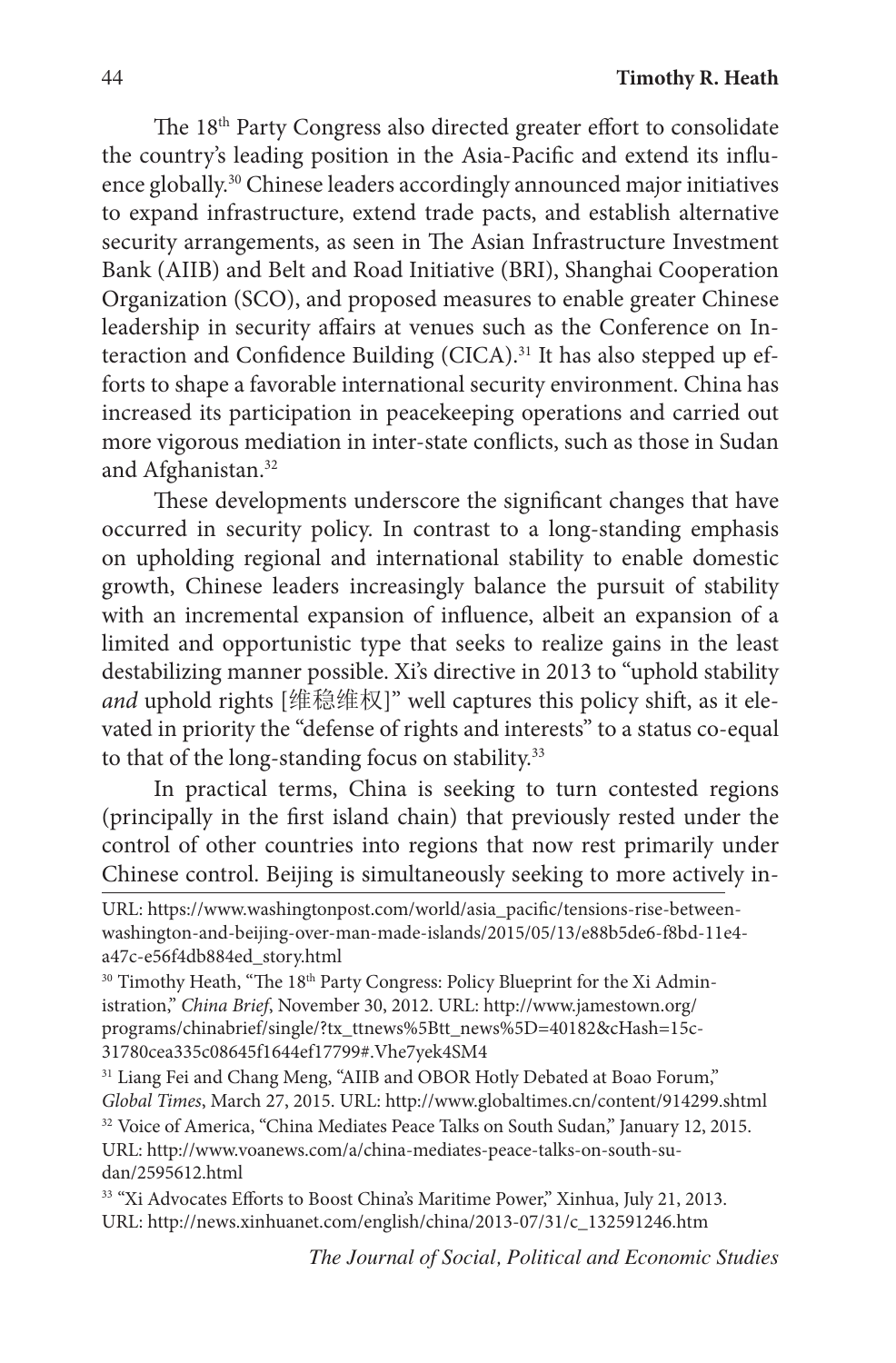The 18th Party Congress also directed greater effort to consolidate the country's leading position in the Asia-Pacific and extend its influence globally.[30] Chinese leaders accordingly announced major initiatives to expand infrastructure, extend trade pacts, and establish alternative security arrangements, as seen in The Asian Infrastructure Investment Bank (AIIB) and Belt and Road Initiative (BRI), Shanghai Cooperation Organization (SCO), and proposed measures to enable greater Chinese leadership in security affairs at venues such as the Conference on Interaction and Confidence Building (CICA).[31] It has also stepped up efforts to shape a favorable international security environment. China has increased its participation in peacekeeping operations and carried out more vigorous mediation in inter-state conflicts, such as those in Sudan and Afghanistan.[32]

These developments underscore the significant changes that have occurred in security policy. In contrast to a long-standing emphasis on upholding regional and international stability to enable domestic growth, Chinese leaders increasingly balance the pursuit of stability with an incremental expansion of influence, albeit an expansion of a limited and opportunistic type that seeks to realize gains in the least destabilizing manner possible. Xi's directive in 2013 to "uphold stability *and* uphold rights [维稳维权]" well captures this policy shift, as it elevated in priority the "defense of rights and interests" to a status co-equal to that of the long-standing focus on stability.[33]

In practical terms, China is seeking to turn contested regions (principally in the first island chain) that previously rested under the control of other countries into regions that now rest primarily under Chinese control. Beijing is simultaneously seeking to more actively in-

---

URL: https://www.washingtonpost.com/world/asia_pacific/tensions-rise-between-washington-and-beijing-over-man-made-islands/2015/05/13/e88b5de6-f8bd-11e4-a47c-e56f4db884ed_story.html

[30] Timothy Heath, "The 18th Party Congress: Policy Blueprint for the Xi Administration," *China Brief*, November 30, 2012. URL: http://www.jamestown.org/programs/chinabrief/single/?tx_ttnews%5Btt_news%5D=40182&cHash=15c31780cea335c08645f1644ef17799#.Vhe7yek4SM4

[31] Liang Fei and Chang Meng, "AIIB and OBOR Hotly Debated at Boao Forum," *Global Times*, March 27, 2015. URL: http://www.globaltimes.cn/content/914299.shtml

[32] Voice of America, "China Mediates Peace Talks on South Sudan," January 12, 2015. URL: http://www.voanews.com/a/china-mediates-peace-talks-on-south-sudan/2595612.html

[33] "Xi Advocates Efforts to Boost China's Maritime Power," Xinhua, July 21, 2013. URL: http://news.xinhuanet.com/english/china/2013-07/31/c_132591246.htm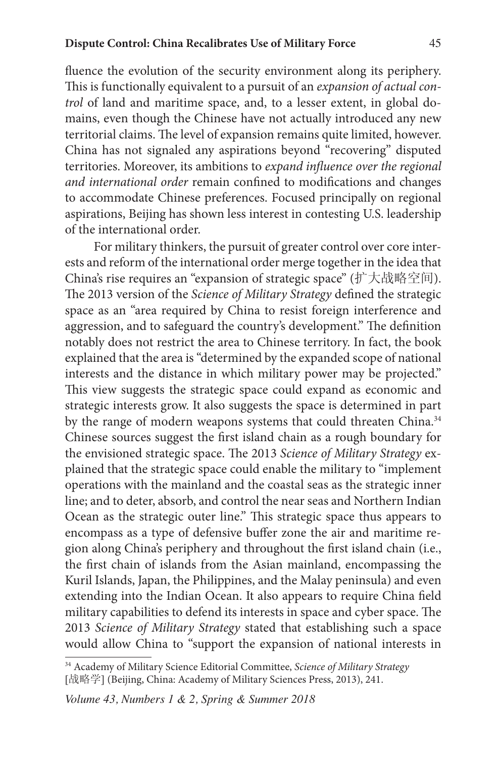fluence the evolution of the security environment along its periphery. This is functionally equivalent to a pursuit of an *expansion of actual control* of land and maritime space, and, to a lesser extent, in global domains, even though the Chinese have not actually introduced any new territorial claims. The level of expansion remains quite limited, however. China has not signaled any aspirations beyond "recovering" disputed territories. Moreover, its ambitions to *expand influence over the regional and international order* remain confined to modifications and changes to accommodate Chinese preferences. Focused principally on regional aspirations, Beijing has shown less interest in contesting U.S. leadership of the international order.

For military thinkers, the pursuit of greater control over core interests and reform of the international order merge together in the idea that China's rise requires an "expansion of strategic space" (扩大战略空间). The 2013 version of the *Science of Military Strategy* defined the strategic space as an "area required by China to resist foreign interference and aggression, and to safeguard the country's development." The definition notably does not restrict the area to Chinese territory. In fact, the book explained that the area is "determined by the expanded scope of national interests and the distance in which military power may be projected." This view suggests the strategic space could expand as economic and strategic interests grow. It also suggests the space is determined in part by the range of modern weapons systems that could threaten China.[34] Chinese sources suggest the first island chain as a rough boundary for the envisioned strategic space. The 2013 *Science of Military Strategy* explained that the strategic space could enable the military to "implement operations with the mainland and the coastal seas as the strategic inner line; and to deter, absorb, and control the near seas and Northern Indian Ocean as the strategic outer line." This strategic space thus appears to encompass as a type of defensive buffer zone the air and maritime region along China's periphery and throughout the first island chain (i.e., the first chain of islands from the Asian mainland, encompassing the Kuril Islands, Japan, the Philippines, and the Malay peninsula) and even extending into the Indian Ocean. It also appears to require China field military capabilities to defend its interests in space and cyber space. The 2013 *Science of Military Strategy* stated that establishing such a space would allow China to "support the expansion of national interests in

[34] Academy of Military Science Editorial Committee, *Science of Military Strategy* [战略学] (Beijing, China: Academy of Military Sciences Press, 2013), 241.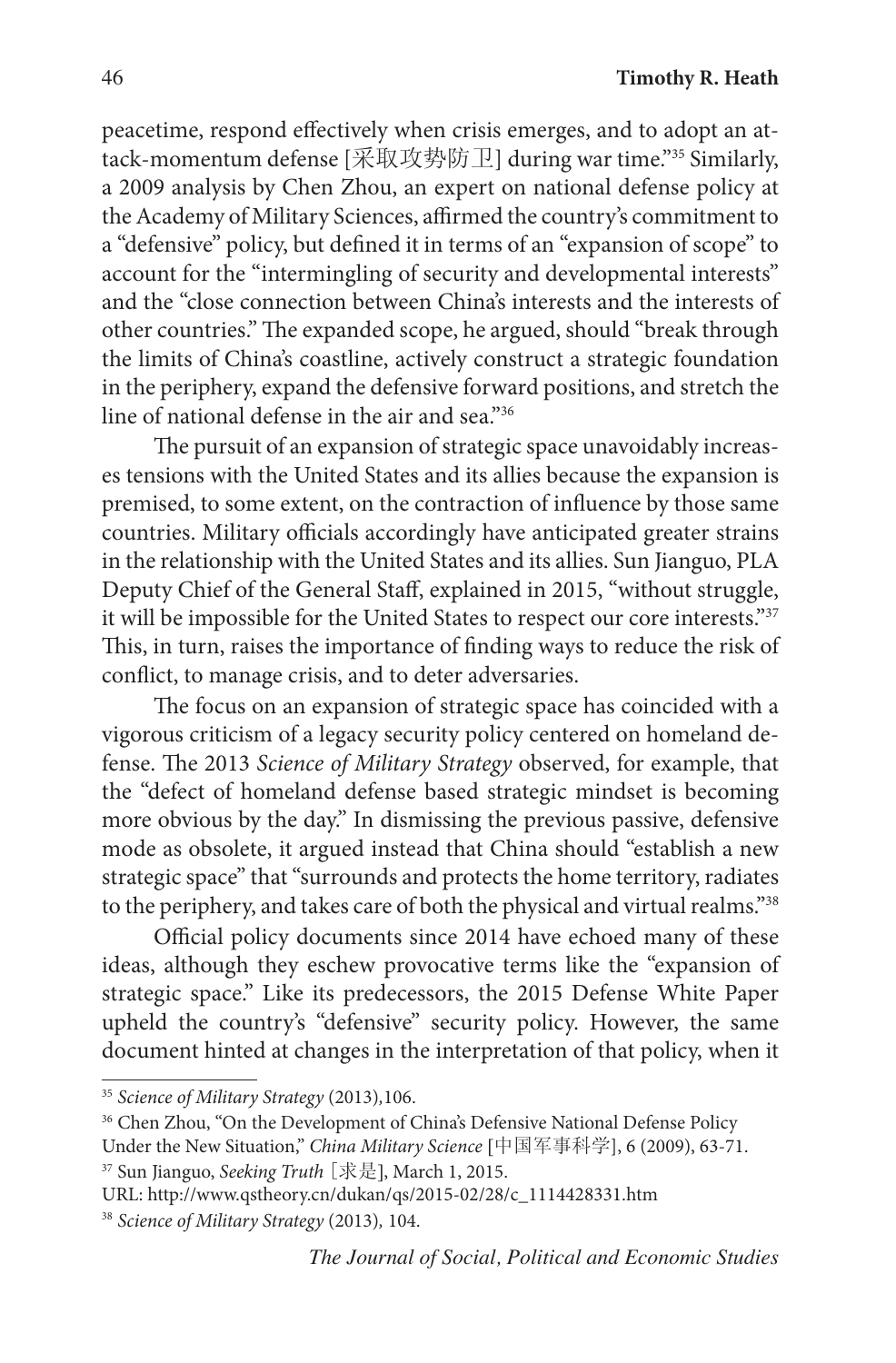peacetime, respond effectively when crisis emerges, and to adopt an attack-momentum defense [采取攻势防卫] during war time."[35] Similarly, a 2009 analysis by Chen Zhou, an expert on national defense policy at the Academy of Military Sciences, affirmed the country's commitment to a "defensive" policy, but defined it in terms of an "expansion of scope" to account for the "intermingling of security and developmental interests" and the "close connection between China's interests and the interests of other countries." The expanded scope, he argued, should "break through the limits of China's coastline, actively construct a strategic foundation in the periphery, expand the defensive forward positions, and stretch the line of national defense in the air and sea."[36]

The pursuit of an expansion of strategic space unavoidably increases tensions with the United States and its allies because the expansion is premised, to some extent, on the contraction of influence by those same countries. Military officials accordingly have anticipated greater strains in the relationship with the United States and its allies. Sun Jianguo, PLA Deputy Chief of the General Staff, explained in 2015, "without struggle, it will be impossible for the United States to respect our core interests."[37] This, in turn, raises the importance of finding ways to reduce the risk of conflict, to manage crisis, and to deter adversaries.

The focus on an expansion of strategic space has coincided with a vigorous criticism of a legacy security policy centered on homeland defense. The 2013 *Science of Military Strategy* observed, for example, that the "defect of homeland defense based strategic mindset is becoming more obvious by the day." In dismissing the previous passive, defensive mode as obsolete, it argued instead that China should "establish a new strategic space" that "surrounds and protects the home territory, radiates to the periphery, and takes care of both the physical and virtual realms."[38]

Official policy documents since 2014 have echoed many of these ideas, although they eschew provocative terms like the "expansion of strategic space." Like its predecessors, the 2015 Defense White Paper upheld the country's "defensive" security policy. However, the same document hinted at changes in the interpretation of that policy, when it

---

[35] *Science of Military Strategy* (2013),106.

[36] Chen Zhou, "On the Development of China's Defensive National Defense Policy Under the New Situation," *China Military Science* [中国军事科学], 6 (2009), 63-71.

[37] Sun Jianguo, *Seeking Truth* [求是], March 1, 2015. URL: http://www.qstheory.cn/dukan/qs/2015-02/28/c_1114428331.htm

[38] *Science of Military Strategy* (2013), 104.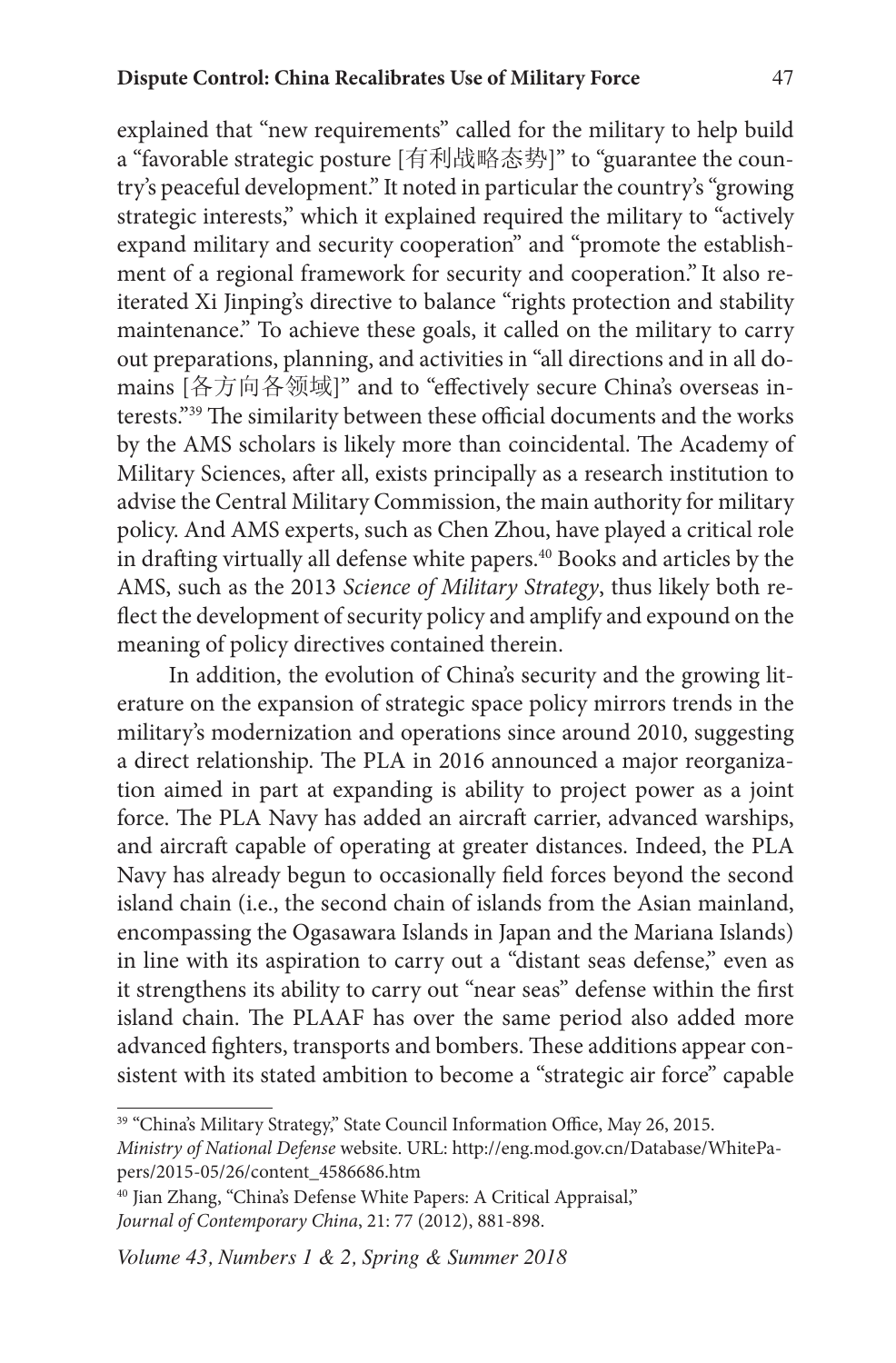explained that "new requirements" called for the military to help build a "favorable strategic posture [有利战略态势]" to "guarantee the country's peaceful development." It noted in particular the country's "growing strategic interests," which it explained required the military to "actively expand military and security cooperation" and "promote the establishment of a regional framework for security and cooperation." It also reiterated Xi Jinping's directive to balance "rights protection and stability maintenance." To achieve these goals, it called on the military to carry out preparations, planning, and activities in "all directions and in all domains [各方向各领域]" and to "effectively secure China's overseas interests."[39] The similarity between these official documents and the works by the AMS scholars is likely more than coincidental. The Academy of Military Sciences, after all, exists principally as a research institution to advise the Central Military Commission, the main authority for military policy. And AMS experts, such as Chen Zhou, have played a critical role in drafting virtually all defense white papers.[40] Books and articles by the AMS, such as the 2013 *Science of Military Strategy*, thus likely both reflect the development of security policy and amplify and expound on the meaning of policy directives contained therein.

In addition, the evolution of China's security and the growing literature on the expansion of strategic space policy mirrors trends in the military's modernization and operations since around 2010, suggesting a direct relationship. The PLA in 2016 announced a major reorganization aimed in part at expanding is ability to project power as a joint force. The PLA Navy has added an aircraft carrier, advanced warships, and aircraft capable of operating at greater distances. Indeed, the PLA Navy has already begun to occasionally field forces beyond the second island chain (i.e., the second chain of islands from the Asian mainland, encompassing the Ogasawara Islands in Japan and the Mariana Islands) in line with its aspiration to carry out a "distant seas defense," even as it strengthens its ability to carry out "near seas" defense within the first island chain. The PLAAF has over the same period also added more advanced fighters, transports and bombers. These additions appear consistent with its stated ambition to become a "strategic air force" capable

---

[39] "China's Military Strategy," State Council Information Office, May 26, 2015. *Ministry of National Defense* website. URL: http://eng.mod.gov.cn/Database/WhitePapers/2015-05/26/content_4586686.htm

[40] Jian Zhang, "China's Defense White Papers: A Critical Appraisal," *Journal of Contemporary China*, 21: 77 (2012), 881-898.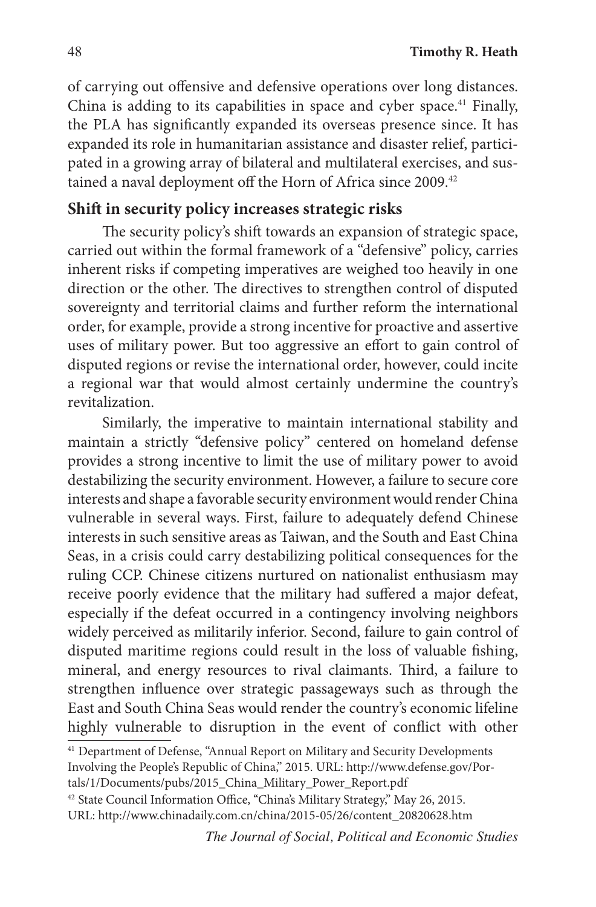of carrying out offensive and defensive operations over long distances. China is adding to its capabilities in space and cyber space.[41] Finally, the PLA has significantly expanded its overseas presence since. It has expanded its role in humanitarian assistance and disaster relief, participated in a growing array of bilateral and multilateral exercises, and sustained a naval deployment off the Horn of Africa since 2009.[42]

### Shift in security policy increases strategic risks

The security policy's shift towards an expansion of strategic space, carried out within the formal framework of a "defensive" policy, carries inherent risks if competing imperatives are weighed too heavily in one direction or the other. The directives to strengthen control of disputed sovereignty and territorial claims and further reform the international order, for example, provide a strong incentive for proactive and assertive uses of military power. But too aggressive an effort to gain control of disputed regions or revise the international order, however, could incite a regional war that would almost certainly undermine the country's revitalization.

Similarly, the imperative to maintain international stability and maintain a strictly "defensive policy" centered on homeland defense provides a strong incentive to limit the use of military power to avoid destabilizing the security environment. However, a failure to secure core interests and shape a favorable security environment would render China vulnerable in several ways. First, failure to adequately defend Chinese interests in such sensitive areas as Taiwan, and the South and East China Seas, in a crisis could carry destabilizing political consequences for the ruling CCP. Chinese citizens nurtured on nationalist enthusiasm may receive poorly evidence that the military had suffered a major defeat, especially if the defeat occurred in a contingency involving neighbors widely perceived as militarily inferior. Second, failure to gain control of disputed maritime regions could result in the loss of valuable fishing, mineral, and energy resources to rival claimants. Third, a failure to strengthen influence over strategic passageways such as through the East and South China Seas would render the country's economic lifeline highly vulnerable to disruption in the event of conflict with other

[41] Department of Defense, "Annual Report on Military and Security Developments Involving the People's Republic of China," 2015. URL: http://www.defense.gov/Portals/1/Documents/pubs/2015_China_Military_Power_Report.pdf

[42] State Council Information Office, "China's Military Strategy," May 26, 2015. URL: http://www.chinadaily.com.cn/china/2015-05/26/content_20820628.htm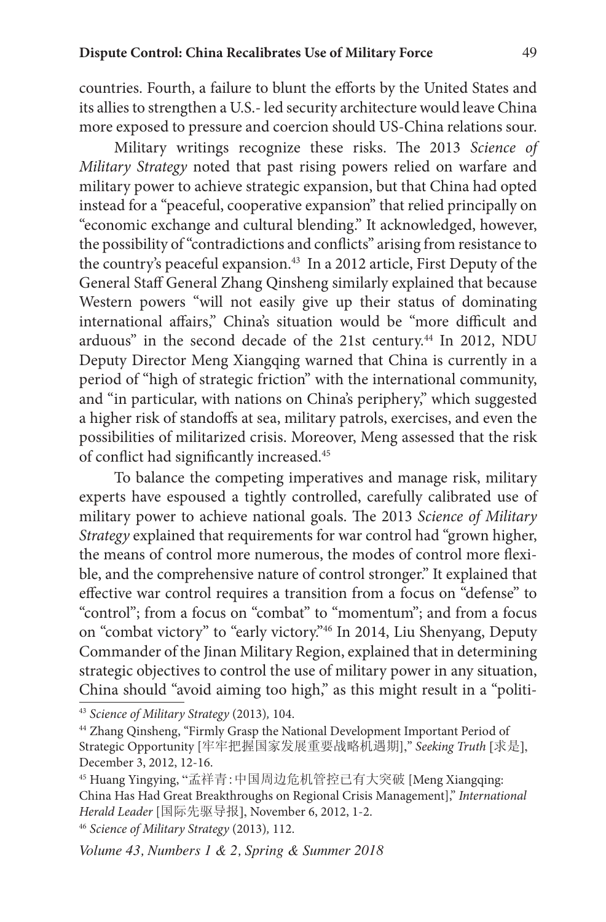countries. Fourth, a failure to blunt the efforts by the United States and its allies to strengthen a U.S.- led security architecture would leave China more exposed to pressure and coercion should US-China relations sour.

Military writings recognize these risks. The 2013 *Science of Military Strategy* noted that past rising powers relied on warfare and military power to achieve strategic expansion, but that China had opted instead for a "peaceful, cooperative expansion" that relied principally on "economic exchange and cultural blending." It acknowledged, however, the possibility of "contradictions and conflicts" arising from resistance to the country's peaceful expansion.[43] In a 2012 article, First Deputy of the General Staff General Zhang Qinsheng similarly explained that because Western powers "will not easily give up their status of dominating international affairs," China's situation would be "more difficult and arduous" in the second decade of the 21st century.[44] In 2012, NDU Deputy Director Meng Xiangqing warned that China is currently in a period of "high of strategic friction" with the international community, and "in particular, with nations on China's periphery," which suggested a higher risk of standoffs at sea, military patrols, exercises, and even the possibilities of militarized crisis. Moreover, Meng assessed that the risk of conflict had significantly increased.[45]

To balance the competing imperatives and manage risk, military experts have espoused a tightly controlled, carefully calibrated use of military power to achieve national goals. The 2013 *Science of Military Strategy* explained that requirements for war control had "grown higher, the means of control more numerous, the modes of control more flexible, and the comprehensive nature of control stronger." It explained that effective war control requires a transition from a focus on "defense" to "control"; from a focus on "combat" to "momentum"; and from a focus on "combat victory" to "early victory."[46] In 2014, Liu Shenyang, Deputy Commander of the Jinan Military Region, explained that in determining strategic objectives to control the use of military power in any situation, China should "avoid aiming too high," as this might result in a "politi-

---

[43] *Science of Military Strategy* (2013), 104.

[44] Zhang Qinsheng, "Firmly Grasp the National Development Important Period of Strategic Opportunity [牢牢把握国家发展重要战略机遇期]," *Seeking Truth* [求是], December 3, 2012, 12-16.

[45] Huang Yingying, "孟祥青：中国周边危机管控已有大突破 [Meng Xiangqing: China Has Had Great Breakthroughs on Regional Crisis Management]," *International Herald Leader* [国际先驱导报], November 6, 2012, 1-2.

[46] *Science of Military Strategy* (2013), 112.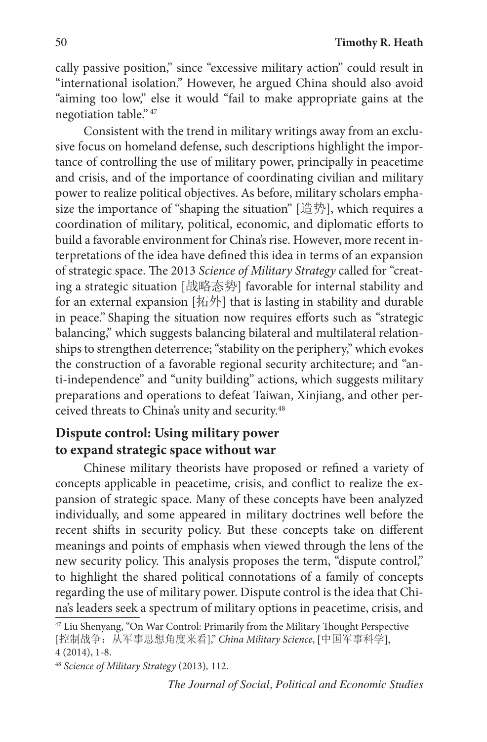cally passive position," since "excessive military action" could result in "international isolation." However, he argued China should also avoid "aiming too low," else it would "fail to make appropriate gains at the negotiation table."[47]

Consistent with the trend in military writings away from an exclusive focus on homeland defense, such descriptions highlight the importance of controlling the use of military power, principally in peacetime and crisis, and of the importance of coordinating civilian and military power to realize political objectives. As before, military scholars emphasize the importance of "shaping the situation" [造势], which requires a coordination of military, political, economic, and diplomatic efforts to build a favorable environment for China's rise. However, more recent interpretations of the idea have defined this idea in terms of an expansion of strategic space. The 2013 *Science of Military Strategy* called for "creating a strategic situation [战略态势] favorable for internal stability and for an external expansion [拓外] that is lasting in stability and durable in peace." Shaping the situation now requires efforts such as "strategic balancing," which suggests balancing bilateral and multilateral relationships to strengthen deterrence; "stability on the periphery," which evokes the construction of a favorable regional security architecture; and "anti-independence" and "unity building" actions, which suggests military preparations and operations to defeat Taiwan, Xinjiang, and other perceived threats to China's unity and security.[48]

## Dispute control: Using military power to expand strategic space without war

Chinese military theorists have proposed or refined a variety of concepts applicable in peacetime, crisis, and conflict to realize the expansion of strategic space. Many of these concepts have been analyzed individually, and some appeared in military doctrines well before the recent shifts in security policy. But these concepts take on different meanings and points of emphasis when viewed through the lens of the new security policy. This analysis proposes the term, "dispute control," to highlight the shared political connotations of a family of concepts regarding the use of military power. Dispute control is the idea that China's leaders seek a spectrum of military options in peacetime, crisis, and

---

[47] Liu Shenyang, "On War Control: Primarily from the Military Thought Perspective [控制战争：从军事思想角度来看]," *China Military Science*, [中国军事科学], 4 (2014), 1-8.

[48] *Science of Military Strategy* (2013), 112.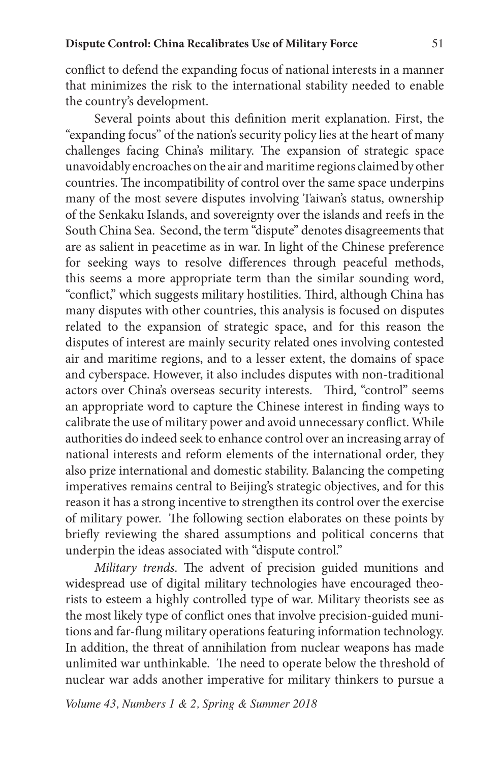conflict to defend the expanding focus of national interests in a manner that minimizes the risk to the international stability needed to enable the country's development.

Several points about this definition merit explanation. First, the "expanding focus" of the nation's security policy lies at the heart of many challenges facing China's military. The expansion of strategic space unavoidably encroaches on the air and maritime regions claimed by other countries. The incompatibility of control over the same space underpins many of the most severe disputes involving Taiwan's status, ownership of the Senkaku Islands, and sovereignty over the islands and reefs in the South China Sea. Second, the term "dispute" denotes disagreements that are as salient in peacetime as in war. In light of the Chinese preference for seeking ways to resolve differences through peaceful methods, this seems a more appropriate term than the similar sounding word, "conflict," which suggests military hostilities. Third, although China has many disputes with other countries, this analysis is focused on disputes related to the expansion of strategic space, and for this reason the disputes of interest are mainly security related ones involving contested air and maritime regions, and to a lesser extent, the domains of space and cyberspace. However, it also includes disputes with non-traditional actors over China's overseas security interests. Third, "control" seems an appropriate word to capture the Chinese interest in finding ways to calibrate the use of military power and avoid unnecessary conflict. While authorities do indeed seek to enhance control over an increasing array of national interests and reform elements of the international order, they also prize international and domestic stability. Balancing the competing imperatives remains central to Beijing's strategic objectives, and for this reason it has a strong incentive to strengthen its control over the exercise of military power. The following section elaborates on these points by briefly reviewing the shared assumptions and political concerns that underpin the ideas associated with "dispute control."

*Military trends*. The advent of precision guided munitions and widespread use of digital military technologies have encouraged theorists to esteem a highly controlled type of war. Military theorists see as the most likely type of conflict ones that involve precision-guided munitions and far-flung military operations featuring information technology. In addition, the threat of annihilation from nuclear weapons has made unlimited war unthinkable. The need to operate below the threshold of nuclear war adds another imperative for military thinkers to pursue a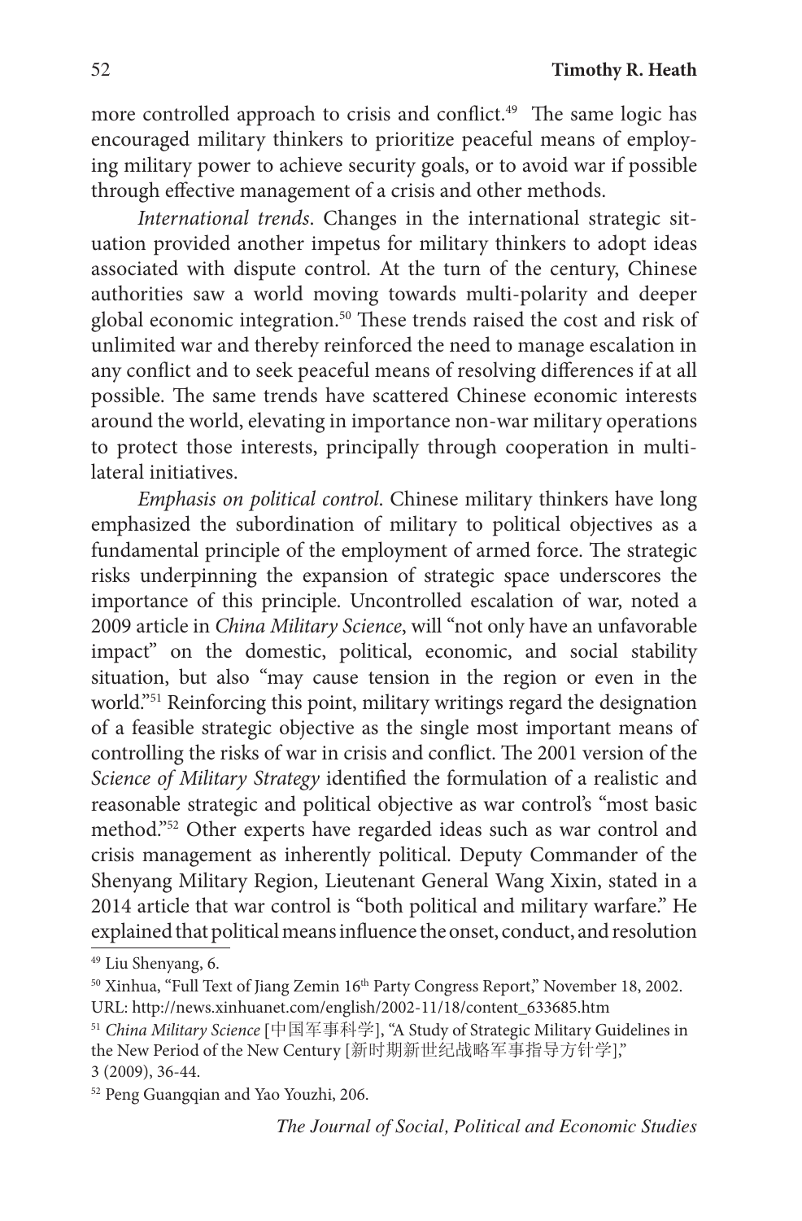more controlled approach to crisis and conflict.[49] The same logic has encouraged military thinkers to prioritize peaceful means of employing military power to achieve security goals, or to avoid war if possible through effective management of a crisis and other methods.

*International trends*. Changes in the international strategic situation provided another impetus for military thinkers to adopt ideas associated with dispute control. At the turn of the century, Chinese authorities saw a world moving towards multi-polarity and deeper global economic integration.[50] These trends raised the cost and risk of unlimited war and thereby reinforced the need to manage escalation in any conflict and to seek peaceful means of resolving differences if at all possible. The same trends have scattered Chinese economic interests around the world, elevating in importance non-war military operations to protect those interests, principally through cooperation in multilateral initiatives.

*Emphasis on political control*. Chinese military thinkers have long emphasized the subordination of military to political objectives as a fundamental principle of the employment of armed force. The strategic risks underpinning the expansion of strategic space underscores the importance of this principle. Uncontrolled escalation of war, noted a 2009 article in *China Military Science*, will "not only have an unfavorable impact" on the domestic, political, economic, and social stability situation, but also "may cause tension in the region or even in the world."[51] Reinforcing this point, military writings regard the designation of a feasible strategic objective as the single most important means of controlling the risks of war in crisis and conflict. The 2001 version of the *Science of Military Strategy* identified the formulation of a realistic and reasonable strategic and political objective as war control's "most basic method."[52] Other experts have regarded ideas such as war control and crisis management as inherently political. Deputy Commander of the Shenyang Military Region, Lieutenant General Wang Xixin, stated in a 2014 article that war control is "both political and military warfare." He explained that political means influence the onset, conduct, and resolution

[49] Liu Shenyang, 6.

[50] Xinhua, "Full Text of Jiang Zemin 16th Party Congress Report," November 18, 2002. URL: http://news.xinhuanet.com/english/2002-11/18/content_633685.htm

[51] *China Military Science* [中国军事科学], "A Study of Strategic Military Guidelines in the New Period of the New Century [新时期新世纪战略军事指导方针学]," 3 (2009), 36-44.

[52] Peng Guangqian and Yao Youzhi, 206.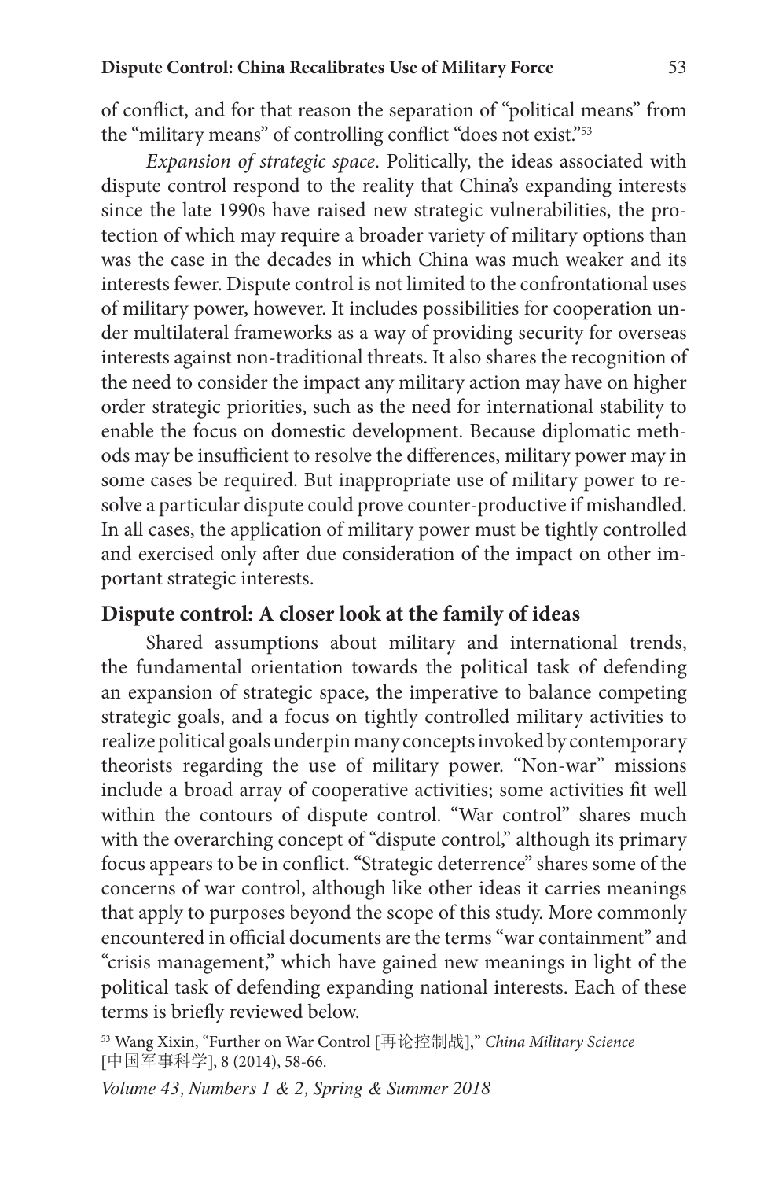of conflict, and for that reason the separation of "political means" from the "military means" of controlling conflict "does not exist."[53]

*Expansion of strategic space*. Politically, the ideas associated with dispute control respond to the reality that China's expanding interests since the late 1990s have raised new strategic vulnerabilities, the protection of which may require a broader variety of military options than was the case in the decades in which China was much weaker and its interests fewer. Dispute control is not limited to the confrontational uses of military power, however. It includes possibilities for cooperation under multilateral frameworks as a way of providing security for overseas interests against non-traditional threats. It also shares the recognition of the need to consider the impact any military action may have on higher order strategic priorities, such as the need for international stability to enable the focus on domestic development. Because diplomatic methods may be insufficient to resolve the differences, military power may in some cases be required. But inappropriate use of military power to resolve a particular dispute could prove counter-productive if mishandled. In all cases, the application of military power must be tightly controlled and exercised only after due consideration of the impact on other important strategic interests.

## Dispute control: A closer look at the family of ideas

Shared assumptions about military and international trends, the fundamental orientation towards the political task of defending an expansion of strategic space, the imperative to balance competing strategic goals, and a focus on tightly controlled military activities to realize political goals underpin many concepts invoked by contemporary theorists regarding the use of military power. "Non-war" missions include a broad array of cooperative activities; some activities fit well within the contours of dispute control. "War control" shares much with the overarching concept of "dispute control," although its primary focus appears to be in conflict. "Strategic deterrence" shares some of the concerns of war control, although like other ideas it carries meanings that apply to purposes beyond the scope of this study. More commonly encountered in official documents are the terms "war containment" and "crisis management," which have gained new meanings in light of the political task of defending expanding national interests. Each of these terms is briefly reviewed below.

---

[53] Wang Xixin, "Further on War Control [再论控制战]," *China Military Science* [中国军事科学], 8 (2014), 58-66.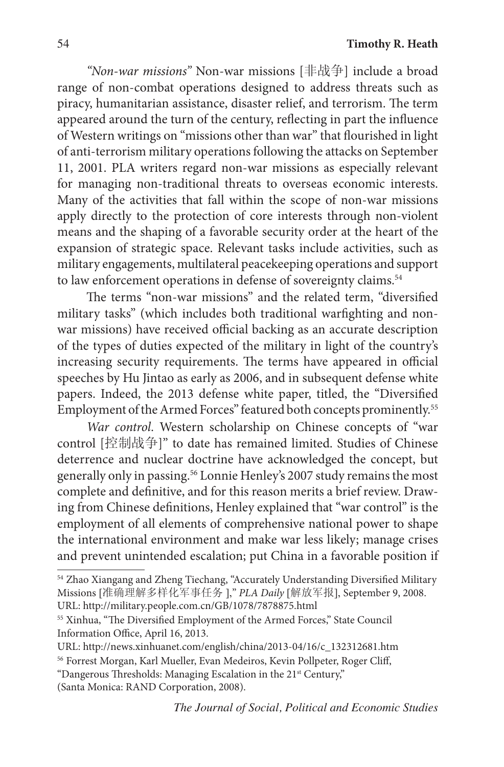*"Non-war missions"* Non-war missions [非战争] include a broad range of non-combat operations designed to address threats such as piracy, humanitarian assistance, disaster relief, and terrorism. The term appeared around the turn of the century, reflecting in part the influence of Western writings on "missions other than war" that flourished in light of anti-terrorism military operations following the attacks on September 11, 2001. PLA writers regard non-war missions as especially relevant for managing non-traditional threats to overseas economic interests. Many of the activities that fall within the scope of non-war missions apply directly to the protection of core interests through non-violent means and the shaping of a favorable security order at the heart of the expansion of strategic space. Relevant tasks include activities, such as military engagements, multilateral peacekeeping operations and support to law enforcement operations in defense of sovereignty claims.[54]

The terms "non-war missions" and the related term, "diversified military tasks" (which includes both traditional warfighting and non-war missions) have received official backing as an accurate description of the types of duties expected of the military in light of the country's increasing security requirements. The terms have appeared in official speeches by Hu Jintao as early as 2006, and in subsequent defense white papers. Indeed, the 2013 defense white paper, titled, the "Diversified Employment of the Armed Forces" featured both concepts prominently.[55]

*War control*. Western scholarship on Chinese concepts of "war control [控制战争]" to date has remained limited. Studies of Chinese deterrence and nuclear doctrine have acknowledged the concept, but generally only in passing.[56] Lonnie Henley's 2007 study remains the most complete and definitive, and for this reason merits a brief review. Drawing from Chinese definitions, Henley explained that "war control" is the employment of all elements of comprehensive national power to shape the international environment and make war less likely; manage crises and prevent unintended escalation; put China in a favorable position if

---

[54] Zhao Xiangang and Zheng Tiechang, "Accurately Understanding Diversified Military Missions [准确理解多样化军事任务 ]," *PLA Daily* [解放军报], September 9, 2008. URL: http://military.people.com.cn/GB/1078/7878875.html

[55] Xinhua, "The Diversified Employment of the Armed Forces," State Council Information Office, April 16, 2013.
URL: http://news.xinhuanet.com/english/china/2013-04/16/c_132312681.htm

[56] Forrest Morgan, Karl Mueller, Evan Medeiros, Kevin Pollpeter, Roger Cliff, "Dangerous Thresholds: Managing Escalation in the 21st Century," (Santa Monica: RAND Corporation, 2008).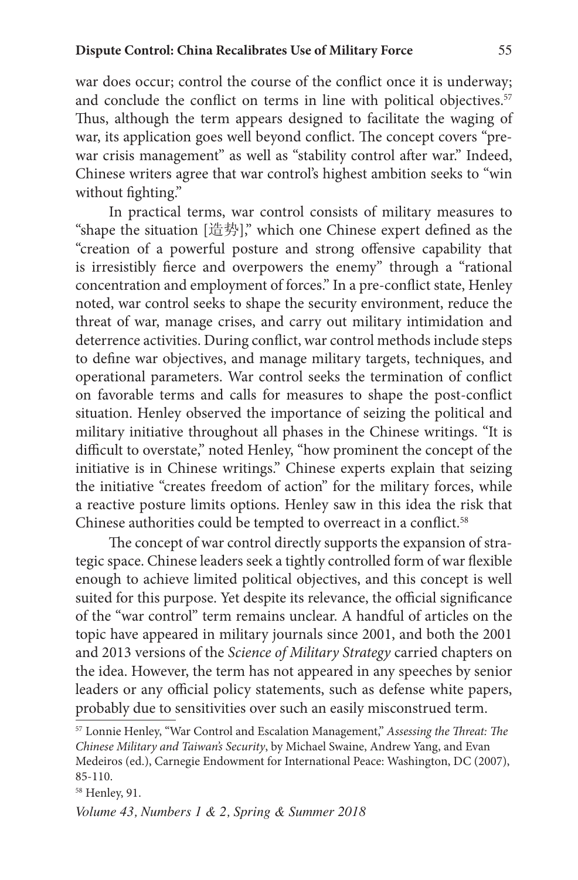war does occur; control the course of the conflict once it is underway; and conclude the conflict on terms in line with political objectives.[57] Thus, although the term appears designed to facilitate the waging of war, its application goes well beyond conflict. The concept covers "pre-war crisis management" as well as "stability control after war." Indeed, Chinese writers agree that war control's highest ambition seeks to "win without fighting."

In practical terms, war control consists of military measures to "shape the situation [造势]," which one Chinese expert defined as the "creation of a powerful posture and strong offensive capability that is irresistibly fierce and overpowers the enemy" through a "rational concentration and employment of forces." In a pre-conflict state, Henley noted, war control seeks to shape the security environment, reduce the threat of war, manage crises, and carry out military intimidation and deterrence activities. During conflict, war control methods include steps to define war objectives, and manage military targets, techniques, and operational parameters. War control seeks the termination of conflict on favorable terms and calls for measures to shape the post-conflict situation. Henley observed the importance of seizing the political and military initiative throughout all phases in the Chinese writings. "It is difficult to overstate," noted Henley, "how prominent the concept of the initiative is in Chinese writings." Chinese experts explain that seizing the initiative "creates freedom of action" for the military forces, while a reactive posture limits options. Henley saw in this idea the risk that Chinese authorities could be tempted to overreact in a conflict.[58]

The concept of war control directly supports the expansion of strategic space. Chinese leaders seek a tightly controlled form of war flexible enough to achieve limited political objectives, and this concept is well suited for this purpose. Yet despite its relevance, the official significance of the "war control" term remains unclear. A handful of articles on the topic have appeared in military journals since 2001, and both the 2001 and 2013 versions of the *Science of Military Strategy* carried chapters on the idea. However, the term has not appeared in any speeches by senior leaders or any official policy statements, such as defense white papers, probably due to sensitivities over such an easily misconstrued term.

---

[57] Lonnie Henley, "War Control and Escalation Management," *Assessing the Threat: The Chinese Military and Taiwan's Security*, by Michael Swaine, Andrew Yang, and Evan Medeiros (ed.), Carnegie Endowment for International Peace: Washington, DC (2007), 85-110.

[58] Henley, 91.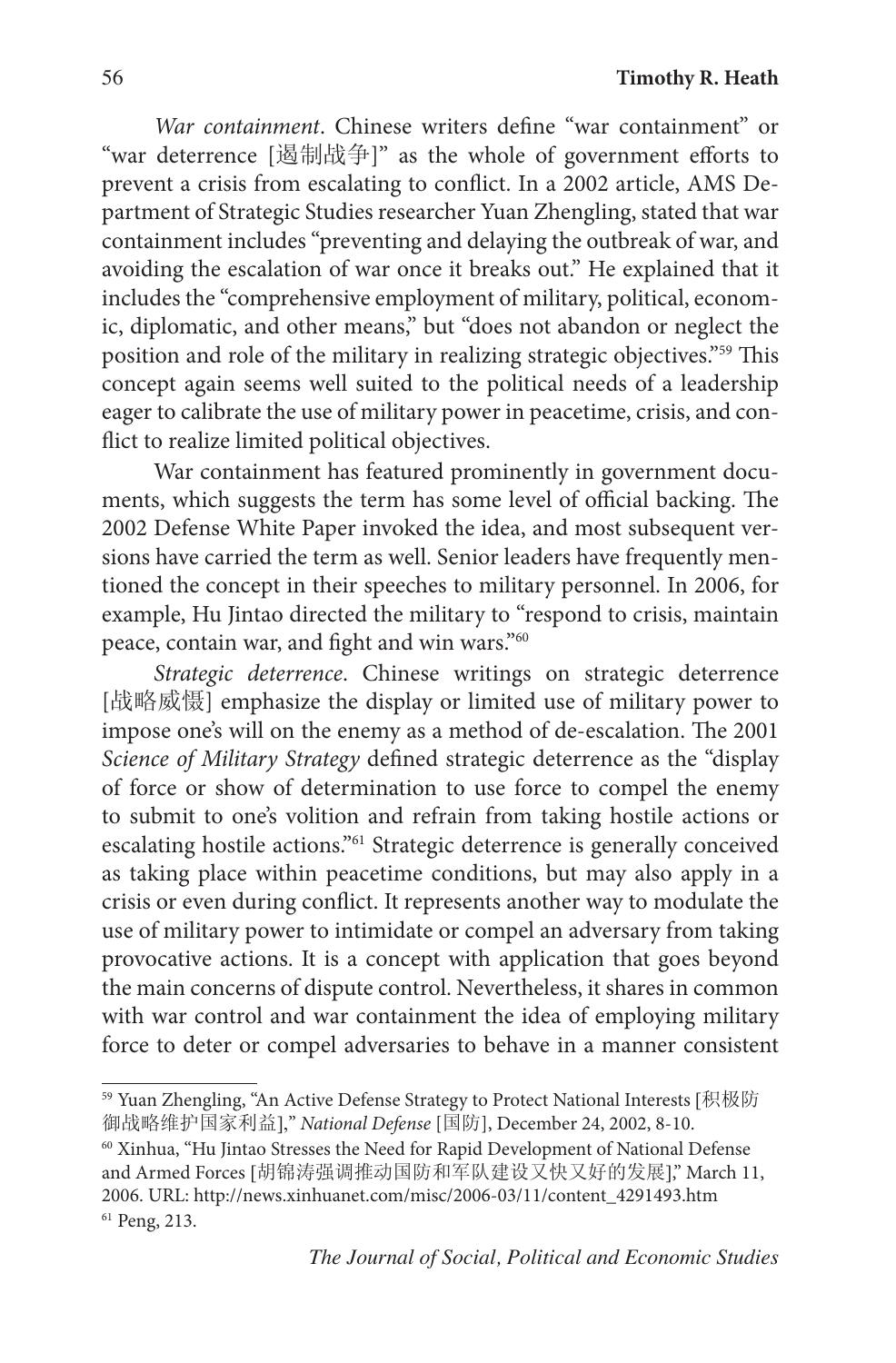*War containment*. Chinese writers define "war containment" or "war deterrence [遏制战争]" as the whole of government efforts to prevent a crisis from escalating to conflict. In a 2002 article, AMS Department of Strategic Studies researcher Yuan Zhengling, stated that war containment includes "preventing and delaying the outbreak of war, and avoiding the escalation of war once it breaks out." He explained that it includes the "comprehensive employment of military, political, economic, diplomatic, and other means," but "does not abandon or neglect the position and role of the military in realizing strategic objectives."[59] This concept again seems well suited to the political needs of a leadership eager to calibrate the use of military power in peacetime, crisis, and conflict to realize limited political objectives.

War containment has featured prominently in government documents, which suggests the term has some level of official backing. The 2002 Defense White Paper invoked the idea, and most subsequent versions have carried the term as well. Senior leaders have frequently mentioned the concept in their speeches to military personnel. In 2006, for example, Hu Jintao directed the military to "respond to crisis, maintain peace, contain war, and fight and win wars."[60]

*Strategic deterrence*. Chinese writings on strategic deterrence [战略威慑] emphasize the display or limited use of military power to impose one's will on the enemy as a method of de-escalation. The 2001 *Science of Military Strategy* defined strategic deterrence as the "display of force or show of determination to use force to compel the enemy to submit to one's volition and refrain from taking hostile actions or escalating hostile actions."[61] Strategic deterrence is generally conceived as taking place within peacetime conditions, but may also apply in a crisis or even during conflict. It represents another way to modulate the use of military power to intimidate or compel an adversary from taking provocative actions. It is a concept with application that goes beyond the main concerns of dispute control. Nevertheless, it shares in common with war control and war containment the idea of employing military force to deter or compel adversaries to behave in a manner consistent

---

[59] Yuan Zhengling, "An Active Defense Strategy to Protect National Interests [积极防御战略维护国家利益]," *National Defense* [国防], December 24, 2002, 8-10.

[60] Xinhua, "Hu Jintao Stresses the Need for Rapid Development of National Defense and Armed Forces [胡锦涛强调推动国防和军队建设又快又好的发展]," March 11, 2006. URL: http://news.xinhuanet.com/misc/2006-03/11/content_4291493.htm

[61] Peng, 213.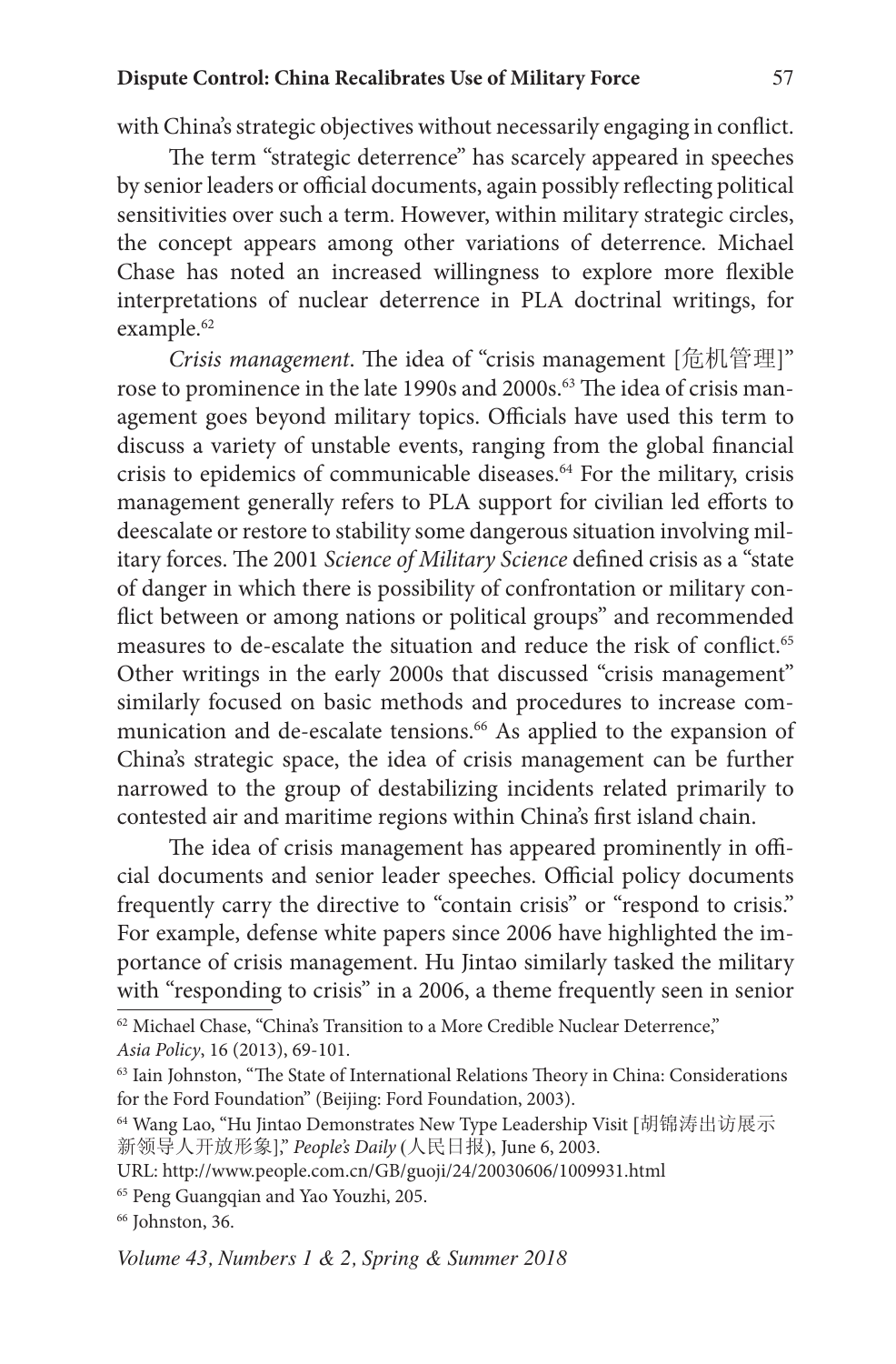with China's strategic objectives without necessarily engaging in conflict.

The term "strategic deterrence" has scarcely appeared in speeches by senior leaders or official documents, again possibly reflecting political sensitivities over such a term. However, within military strategic circles, the concept appears among other variations of deterrence. Michael Chase has noted an increased willingness to explore more flexible interpretations of nuclear deterrence in PLA doctrinal writings, for example.[62]

*Crisis management*. The idea of "crisis management [危机管理]" rose to prominence in the late 1990s and 2000s.[63] The idea of crisis management goes beyond military topics. Officials have used this term to discuss a variety of unstable events, ranging from the global financial crisis to epidemics of communicable diseases.[64] For the military, crisis management generally refers to PLA support for civilian led efforts to deescalate or restore to stability some dangerous situation involving military forces. The 2001 *Science of Military Science* defined crisis as a "state of danger in which there is possibility of confrontation or military conflict between or among nations or political groups" and recommended measures to de-escalate the situation and reduce the risk of conflict.[65] Other writings in the early 2000s that discussed "crisis management" similarly focused on basic methods and procedures to increase communication and de-escalate tensions.[66] As applied to the expansion of China's strategic space, the idea of crisis management can be further narrowed to the group of destabilizing incidents related primarily to contested air and maritime regions within China's first island chain.

The idea of crisis management has appeared prominently in official documents and senior leader speeches. Official policy documents frequently carry the directive to "contain crisis" or "respond to crisis." For example, defense white papers since 2006 have highlighted the importance of crisis management. Hu Jintao similarly tasked the military with "responding to crisis" in a 2006, a theme frequently seen in senior

---

[62] Michael Chase, "China's Transition to a More Credible Nuclear Deterrence," *Asia Policy*, 16 (2013), 69-101.

[63] Iain Johnston, "The State of International Relations Theory in China: Considerations for the Ford Foundation" (Beijing: Ford Foundation, 2003).

[64] Wang Lao, "Hu Jintao Demonstrates New Type Leadership Visit [胡锦涛出访展示新领导人开放形象]," *People's Daily* (人民日报), June 6, 2003.
URL: http://www.people.com.cn/GB/guoji/24/20030606/1009931.html

[65] Peng Guangqian and Yao Youzhi, 205.

[66] Johnston, 36.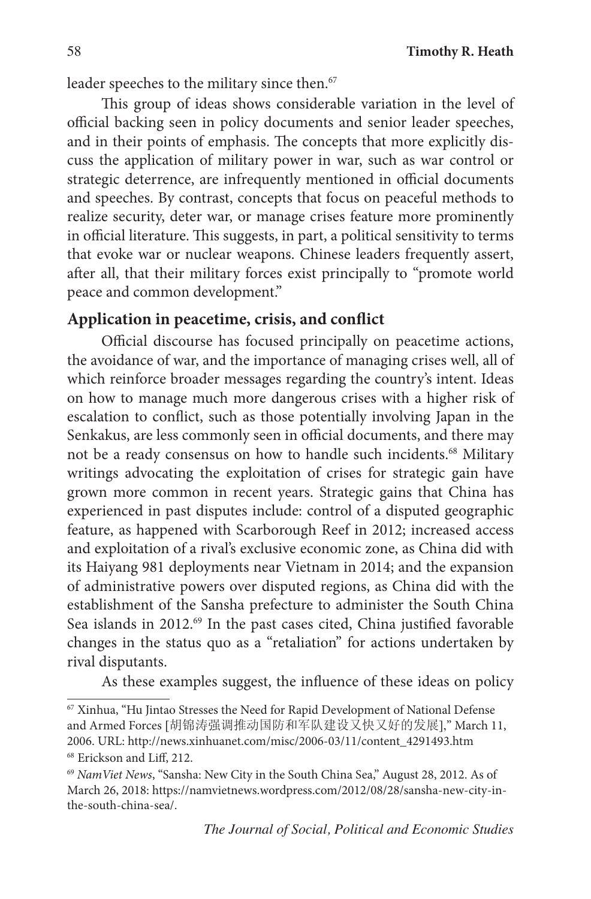leader speeches to the military since then.[67]

This group of ideas shows considerable variation in the level of official backing seen in policy documents and senior leader speeches, and in their points of emphasis. The concepts that more explicitly discuss the application of military power in war, such as war control or strategic deterrence, are infrequently mentioned in official documents and speeches. By contrast, concepts that focus on peaceful methods to realize security, deter war, or manage crises feature more prominently in official literature. This suggests, in part, a political sensitivity to terms that evoke war or nuclear weapons. Chinese leaders frequently assert, after all, that their military forces exist principally to "promote world peace and common development."

## Application in peacetime, crisis, and conflict

Official discourse has focused principally on peacetime actions, the avoidance of war, and the importance of managing crises well, all of which reinforce broader messages regarding the country's intent. Ideas on how to manage much more dangerous crises with a higher risk of escalation to conflict, such as those potentially involving Japan in the Senkakus, are less commonly seen in official documents, and there may not be a ready consensus on how to handle such incidents.[68] Military writings advocating the exploitation of crises for strategic gain have grown more common in recent years. Strategic gains that China has experienced in past disputes include: control of a disputed geographic feature, as happened with Scarborough Reef in 2012; increased access and exploitation of a rival's exclusive economic zone, as China did with its Haiyang 981 deployments near Vietnam in 2014; and the expansion of administrative powers over disputed regions, as China did with the establishment of the Sansha prefecture to administer the South China Sea islands in 2012.[69] In the past cases cited, China justified favorable changes in the status quo as a "retaliation" for actions undertaken by rival disputants.

As these examples suggest, the influence of these ideas on policy

---

[67] Xinhua, "Hu Jintao Stresses the Need for Rapid Development of National Defense and Armed Forces [胡锦涛强调推动国防和军队建设又快又好的发展]," March 11, 2006. URL: http://news.xinhuanet.com/misc/2006-03/11/content_4291493.htm

[68] Erickson and Liff, 212.

[69] *NamViet News*, "Sansha: New City in the South China Sea," August 28, 2012. As of March 26, 2018: https://namvietnews.wordpress.com/2012/08/28/sansha-new-city-in-the-south-china-sea/.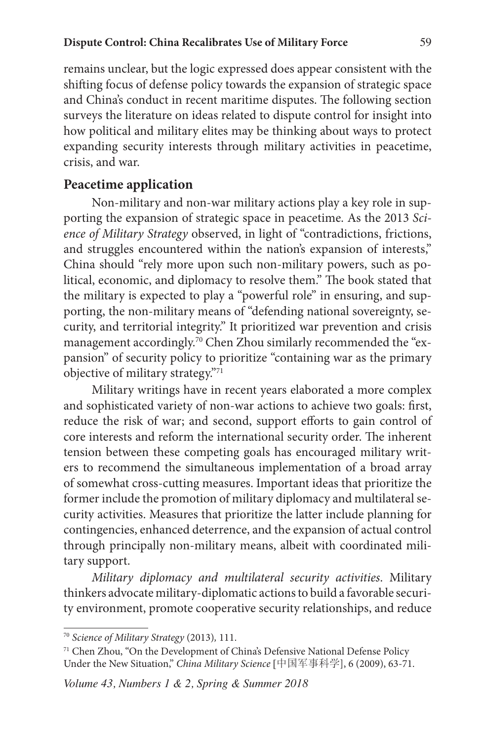remains unclear, but the logic expressed does appear consistent with the shifting focus of defense policy towards the expansion of strategic space and China's conduct in recent maritime disputes. The following section surveys the literature on ideas related to dispute control for insight into how political and military elites may be thinking about ways to protect expanding security interests through military activities in peacetime, crisis, and war.

## Peacetime application

Non-military and non-war military actions play a key role in supporting the expansion of strategic space in peacetime. As the 2013 *Science of Military Strategy* observed, in light of "contradictions, frictions, and struggles encountered within the nation's expansion of interests," China should "rely more upon such non-military powers, such as political, economic, and diplomacy to resolve them." The book stated that the military is expected to play a "powerful role" in ensuring, and supporting, the non-military means of "defending national sovereignty, security, and territorial integrity." It prioritized war prevention and crisis management accordingly.[70] Chen Zhou similarly recommended the "expansion" of security policy to prioritize "containing war as the primary objective of military strategy."[71]

Military writings have in recent years elaborated a more complex and sophisticated variety of non-war actions to achieve two goals: first, reduce the risk of war; and second, support efforts to gain control of core interests and reform the international security order. The inherent tension between these competing goals has encouraged military writers to recommend the simultaneous implementation of a broad array of somewhat cross-cutting measures. Important ideas that prioritize the former include the promotion of military diplomacy and multilateral security activities. Measures that prioritize the latter include planning for contingencies, enhanced deterrence, and the expansion of actual control through principally non-military means, albeit with coordinated military support.

*Military diplomacy and multilateral security activities*. Military thinkers advocate military-diplomatic actions to build a favorable security environment, promote cooperative security relationships, and reduce

---

[70] *Science of Military Strategy* (2013), 111.

[71] Chen Zhou, "On the Development of China's Defensive National Defense Policy Under the New Situation," *China Military Science* [中国军事科学], 6 (2009), 63-71.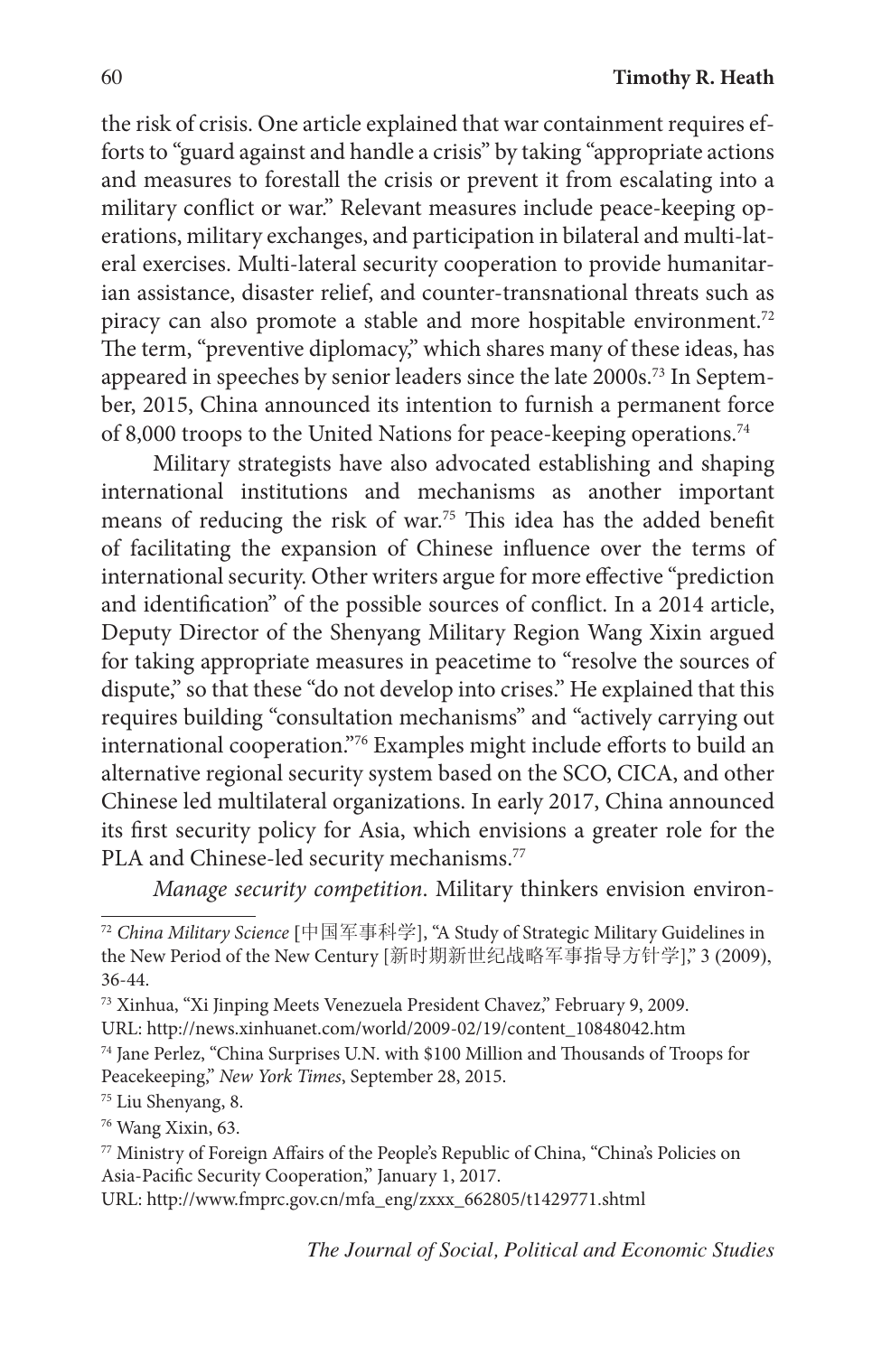the risk of crisis. One article explained that war containment requires efforts to "guard against and handle a crisis" by taking "appropriate actions and measures to forestall the crisis or prevent it from escalating into a military conflict or war." Relevant measures include peace-keeping operations, military exchanges, and participation in bilateral and multi-lateral exercises. Multi-lateral security cooperation to provide humanitarian assistance, disaster relief, and counter-transnational threats such as piracy can also promote a stable and more hospitable environment.[72] The term, "preventive diplomacy," which shares many of these ideas, has appeared in speeches by senior leaders since the late 2000s.[73] In September, 2015, China announced its intention to furnish a permanent force of 8,000 troops to the United Nations for peace-keeping operations.[74]

Military strategists have also advocated establishing and shaping international institutions and mechanisms as another important means of reducing the risk of war.[75] This idea has the added benefit of facilitating the expansion of Chinese influence over the terms of international security. Other writers argue for more effective "prediction and identification" of the possible sources of conflict. In a 2014 article, Deputy Director of the Shenyang Military Region Wang Xixin argued for taking appropriate measures in peacetime to "resolve the sources of dispute," so that these "do not develop into crises." He explained that this requires building "consultation mechanisms" and "actively carrying out international cooperation."[76] Examples might include efforts to build an alternative regional security system based on the SCO, CICA, and other Chinese led multilateral organizations. In early 2017, China announced its first security policy for Asia, which envisions a greater role for the PLA and Chinese-led security mechanisms.[77]

*Manage security competition*. Military thinkers envision environ-

---

[72] *China Military Science* [中国军事科学], "A Study of Strategic Military Guidelines in the New Period of the New Century [新时期新世纪战略军事指导方针学]," 3 (2009), 36-44.

[73] Xinhua, "Xi Jinping Meets Venezuela President Chavez," February 9, 2009. URL: http://news.xinhuanet.com/world/2009-02/19/content_10848042.htm

[74] Jane Perlez, "China Surprises U.N. with $100 Million and Thousands of Troops for Peacekeeping," *New York Times*, September 28, 2015.

[75] Liu Shenyang, 8.

[76] Wang Xixin, 63.

[77] Ministry of Foreign Affairs of the People's Republic of China, "China's Policies on Asia-Pacific Security Cooperation," January 1, 2017. URL: http://www.fmprc.gov.cn/mfa_eng/zxxx_662805/t1429771.shtml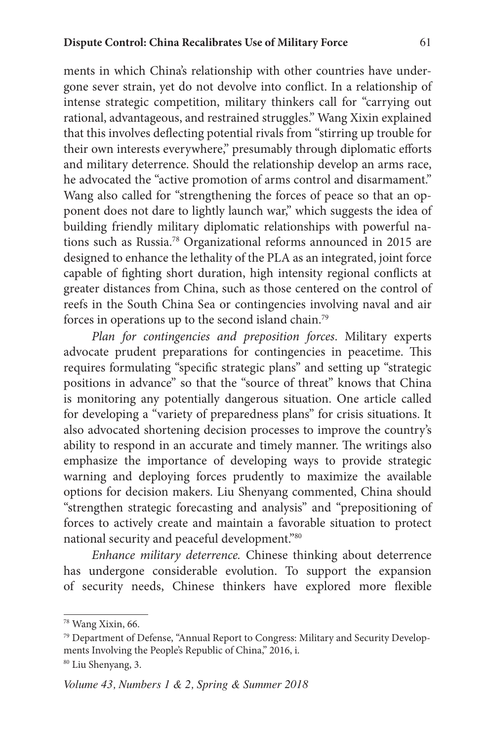ments in which China's relationship with other countries have undergone sever strain, yet do not devolve into conflict. In a relationship of intense strategic competition, military thinkers call for "carrying out rational, advantageous, and restrained struggles." Wang Xixin explained that this involves deflecting potential rivals from "stirring up trouble for their own interests everywhere," presumably through diplomatic efforts and military deterrence. Should the relationship develop an arms race, he advocated the "active promotion of arms control and disarmament." Wang also called for "strengthening the forces of peace so that an opponent does not dare to lightly launch war," which suggests the idea of building friendly military diplomatic relationships with powerful nations such as Russia.[78] Organizational reforms announced in 2015 are designed to enhance the lethality of the PLA as an integrated, joint force capable of fighting short duration, high intensity regional conflicts at greater distances from China, such as those centered on the control of reefs in the South China Sea or contingencies involving naval and air forces in operations up to the second island chain.[79]

*Plan for contingencies and preposition forces*. Military experts advocate prudent preparations for contingencies in peacetime. This requires formulating "specific strategic plans" and setting up "strategic positions in advance" so that the "source of threat" knows that China is monitoring any potentially dangerous situation. One article called for developing a "variety of preparedness plans" for crisis situations. It also advocated shortening decision processes to improve the country's ability to respond in an accurate and timely manner. The writings also emphasize the importance of developing ways to provide strategic warning and deploying forces prudently to maximize the available options for decision makers. Liu Shenyang commented, China should "strengthen strategic forecasting and analysis" and "prepositioning of forces to actively create and maintain a favorable situation to protect national security and peaceful development."[80]

*Enhance military deterrence.* Chinese thinking about deterrence has undergone considerable evolution. To support the expansion of security needs, Chinese thinkers have explored more flexible

---

[78] Wang Xixin, 66.

[79] Department of Defense, "Annual Report to Congress: Military and Security Developments Involving the People's Republic of China," 2016, i.

[80] Liu Shenyang, 3.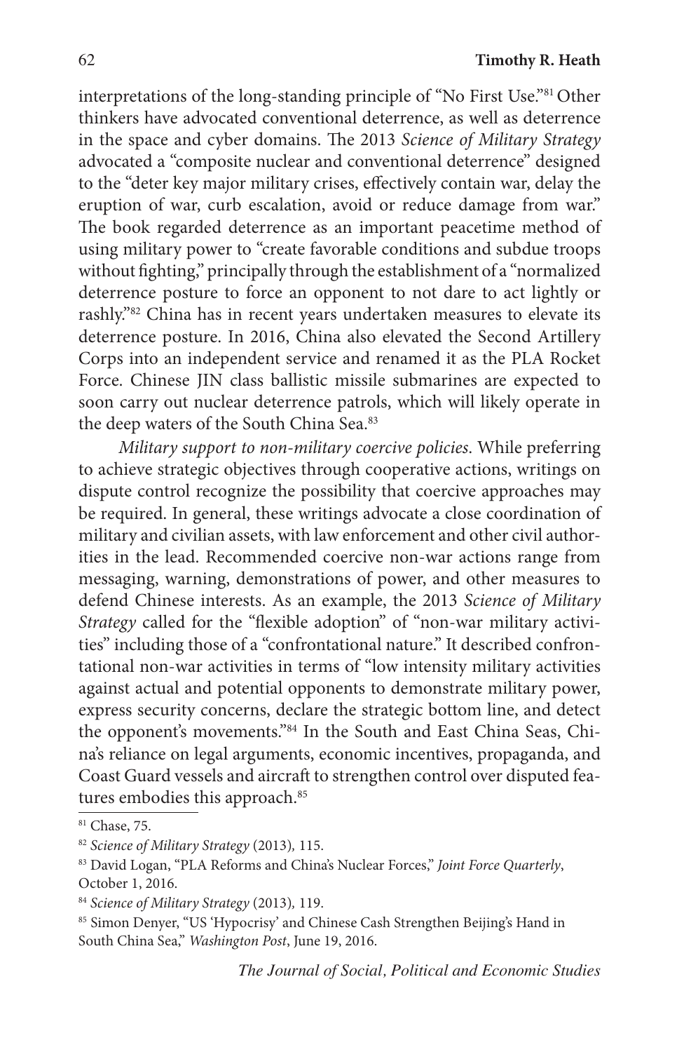interpretations of the long-standing principle of "No First Use."[81] Other thinkers have advocated conventional deterrence, as well as deterrence in the space and cyber domains. The 2013 *Science of Military Strategy* advocated a "composite nuclear and conventional deterrence" designed to the "deter key major military crises, effectively contain war, delay the eruption of war, curb escalation, avoid or reduce damage from war." The book regarded deterrence as an important peacetime method of using military power to "create favorable conditions and subdue troops without fighting," principally through the establishment of a "normalized deterrence posture to force an opponent to not dare to act lightly or rashly."[82] China has in recent years undertaken measures to elevate its deterrence posture. In 2016, China also elevated the Second Artillery Corps into an independent service and renamed it as the PLA Rocket Force. Chinese JIN class ballistic missile submarines are expected to soon carry out nuclear deterrence patrols, which will likely operate in the deep waters of the South China Sea.[83]

*Military support to non-military coercive policies*. While preferring to achieve strategic objectives through cooperative actions, writings on dispute control recognize the possibility that coercive approaches may be required. In general, these writings advocate a close coordination of military and civilian assets, with law enforcement and other civil authorities in the lead. Recommended coercive non-war actions range from messaging, warning, demonstrations of power, and other measures to defend Chinese interests. As an example, the 2013 *Science of Military Strategy* called for the "flexible adoption" of "non-war military activities" including those of a "confrontational nature." It described confrontational non-war activities in terms of "low intensity military activities against actual and potential opponents to demonstrate military power, express security concerns, declare the strategic bottom line, and detect the opponent's movements."[84] In the South and East China Seas, China's reliance on legal arguments, economic incentives, propaganda, and Coast Guard vessels and aircraft to strengthen control over disputed features embodies this approach.[85]

---

[81] Chase, 75.

[82] *Science of Military Strategy* (2013), 115.

[83] David Logan, "PLA Reforms and China's Nuclear Forces," *Joint Force Quarterly*, October 1, 2016.

[84] *Science of Military Strategy* (2013), 119.

[85] Simon Denyer, "US 'Hypocrisy' and Chinese Cash Strengthen Beijing's Hand in South China Sea," *Washington Post*, June 19, 2016.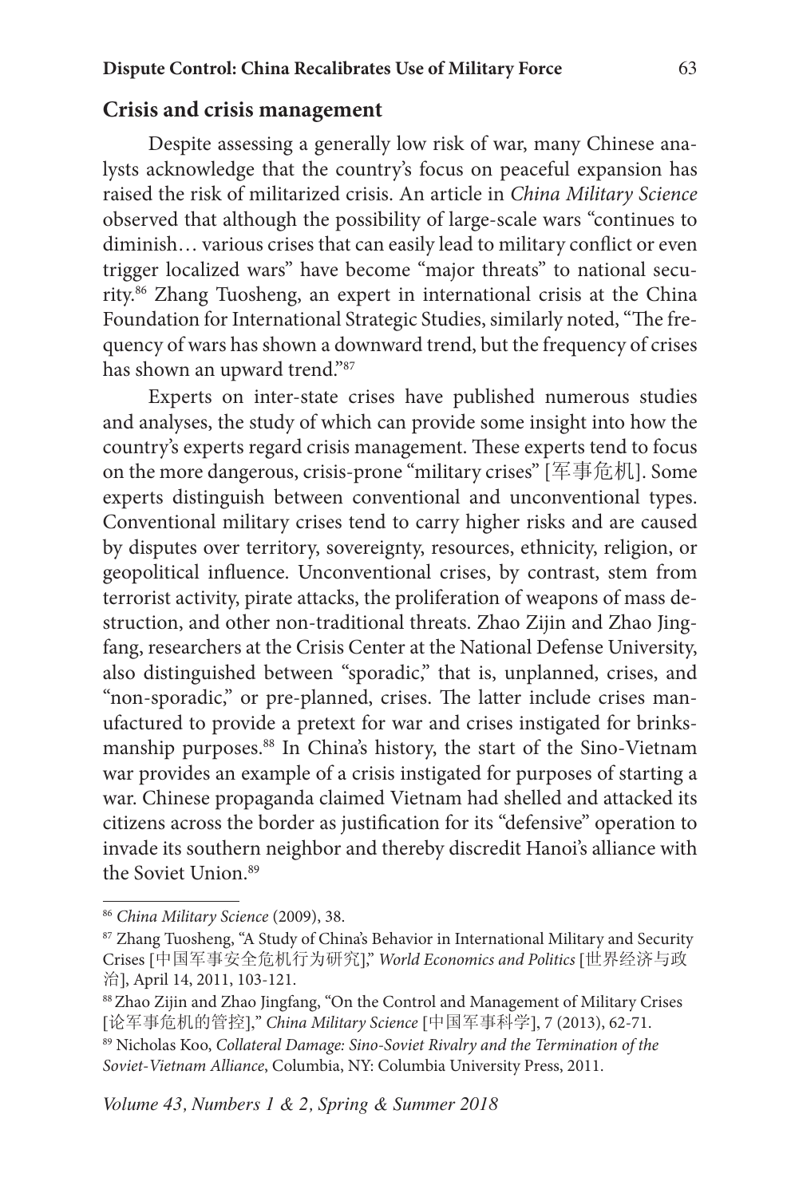## Crisis and crisis management

Despite assessing a generally low risk of war, many Chinese analysts acknowledge that the country's focus on peaceful expansion has raised the risk of militarized crisis. An article in *China Military Science* observed that although the possibility of large-scale wars "continues to diminish… various crises that can easily lead to military conflict or even trigger localized wars" have become "major threats" to national security.[86] Zhang Tuosheng, an expert in international crisis at the China Foundation for International Strategic Studies, similarly noted, "The frequency of wars has shown a downward trend, but the frequency of crises has shown an upward trend."[87]

Experts on inter-state crises have published numerous studies and analyses, the study of which can provide some insight into how the country's experts regard crisis management. These experts tend to focus on the more dangerous, crisis-prone "military crises" [军事危机]. Some experts distinguish between conventional and unconventional types. Conventional military crises tend to carry higher risks and are caused by disputes over territory, sovereignty, resources, ethnicity, religion, or geopolitical influence. Unconventional crises, by contrast, stem from terrorist activity, pirate attacks, the proliferation of weapons of mass destruction, and other non-traditional threats. Zhao Zijin and Zhao Jingfang, researchers at the Crisis Center at the National Defense University, also distinguished between "sporadic," that is, unplanned, crises, and "non-sporadic," or pre-planned, crises. The latter include crises manufactured to provide a pretext for war and crises instigated for brinksmanship purposes.[88] In China's history, the start of the Sino-Vietnam war provides an example of a crisis instigated for purposes of starting a war. Chinese propaganda claimed Vietnam had shelled and attacked its citizens across the border as justification for its "defensive" operation to invade its southern neighbor and thereby discredit Hanoi's alliance with the Soviet Union.[89]

---

[86] *China Military Science* (2009), 38.

[87] Zhang Tuosheng, "A Study of China's Behavior in International Military and Security Crises [中国军事安全危机行为研究]," *World Economics and Politics* [世界经济与政治], April 14, 2011, 103-121.

[88] Zhao Zijin and Zhao Jingfang, "On the Control and Management of Military Crises [论军事危机的管控]," *China Military Science* [中国军事科学], 7 (2013), 62-71.

[89] Nicholas Koo, *Collateral Damage: Sino-Soviet Rivalry and the Termination of the Soviet-Vietnam Alliance*, Columbia, NY: Columbia University Press, 2011.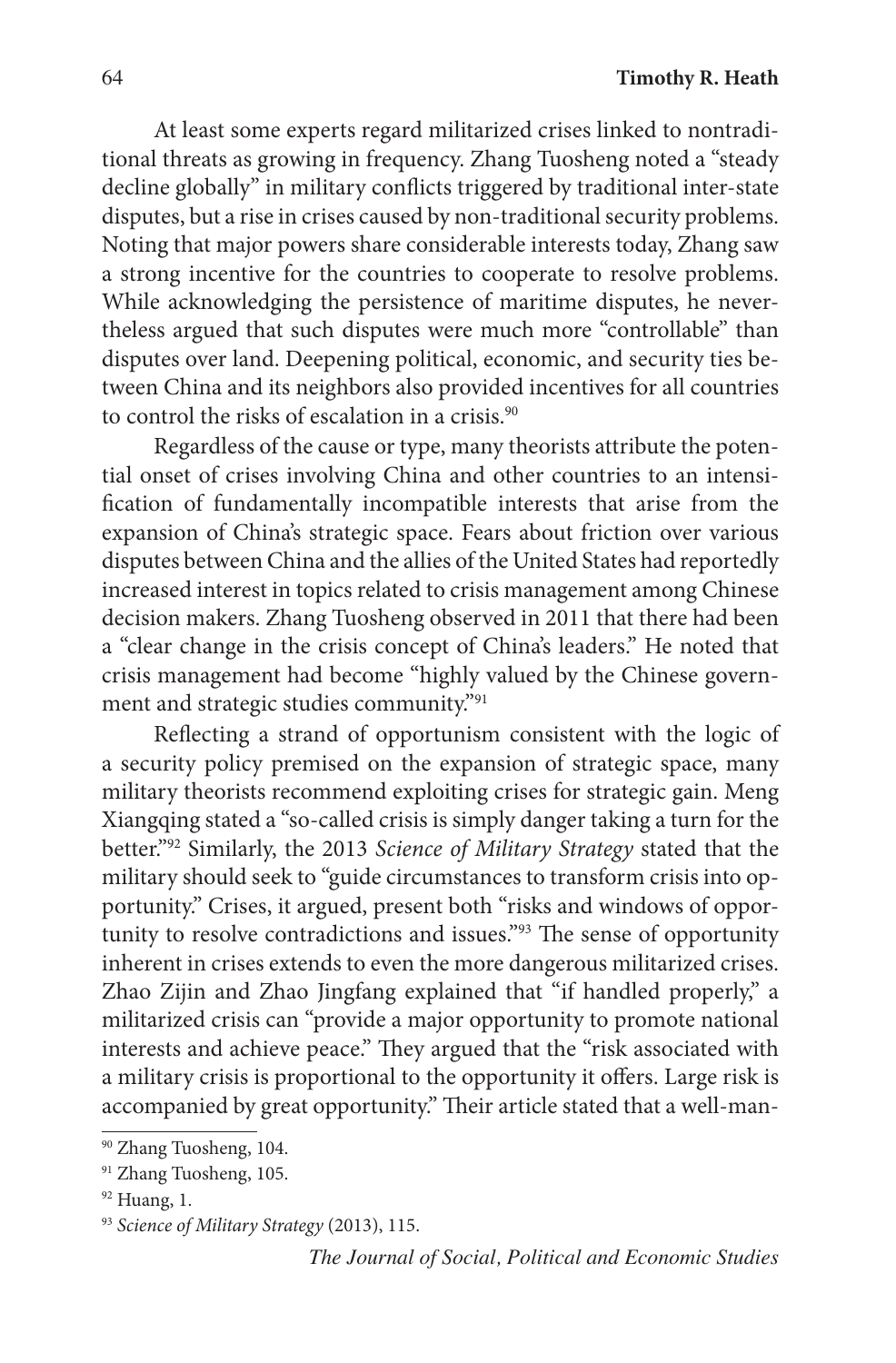At least some experts regard militarized crises linked to nontraditional threats as growing in frequency. Zhang Tuosheng noted a "steady decline globally" in military conflicts triggered by traditional inter-state disputes, but a rise in crises caused by non-traditional security problems. Noting that major powers share considerable interests today, Zhang saw a strong incentive for the countries to cooperate to resolve problems. While acknowledging the persistence of maritime disputes, he nevertheless argued that such disputes were much more "controllable" than disputes over land. Deepening political, economic, and security ties between China and its neighbors also provided incentives for all countries to control the risks of escalation in a crisis.[90]

Regardless of the cause or type, many theorists attribute the potential onset of crises involving China and other countries to an intensification of fundamentally incompatible interests that arise from the expansion of China's strategic space. Fears about friction over various disputes between China and the allies of the United States had reportedly increased interest in topics related to crisis management among Chinese decision makers. Zhang Tuosheng observed in 2011 that there had been a "clear change in the crisis concept of China's leaders." He noted that crisis management had become "highly valued by the Chinese government and strategic studies community."[91]

Reflecting a strand of opportunism consistent with the logic of a security policy premised on the expansion of strategic space, many military theorists recommend exploiting crises for strategic gain. Meng Xiangqing stated a "so-called crisis is simply danger taking a turn for the better."[92] Similarly, the 2013 *Science of Military Strategy* stated that the military should seek to "guide circumstances to transform crisis into opportunity." Crises, it argued, present both "risks and windows of opportunity to resolve contradictions and issues."[93] The sense of opportunity inherent in crises extends to even the more dangerous militarized crises. Zhao Zijin and Zhao Jingfang explained that "if handled properly," a militarized crisis can "provide a major opportunity to promote national interests and achieve peace." They argued that the "risk associated with a military crisis is proportional to the opportunity it offers. Large risk is accompanied by great opportunity." Their article stated that a well-man-

---

[90] Zhang Tuosheng, 104.

[91] Zhang Tuosheng, 105.

[92] Huang, 1.

[93] *Science of Military Strategy* (2013), 115.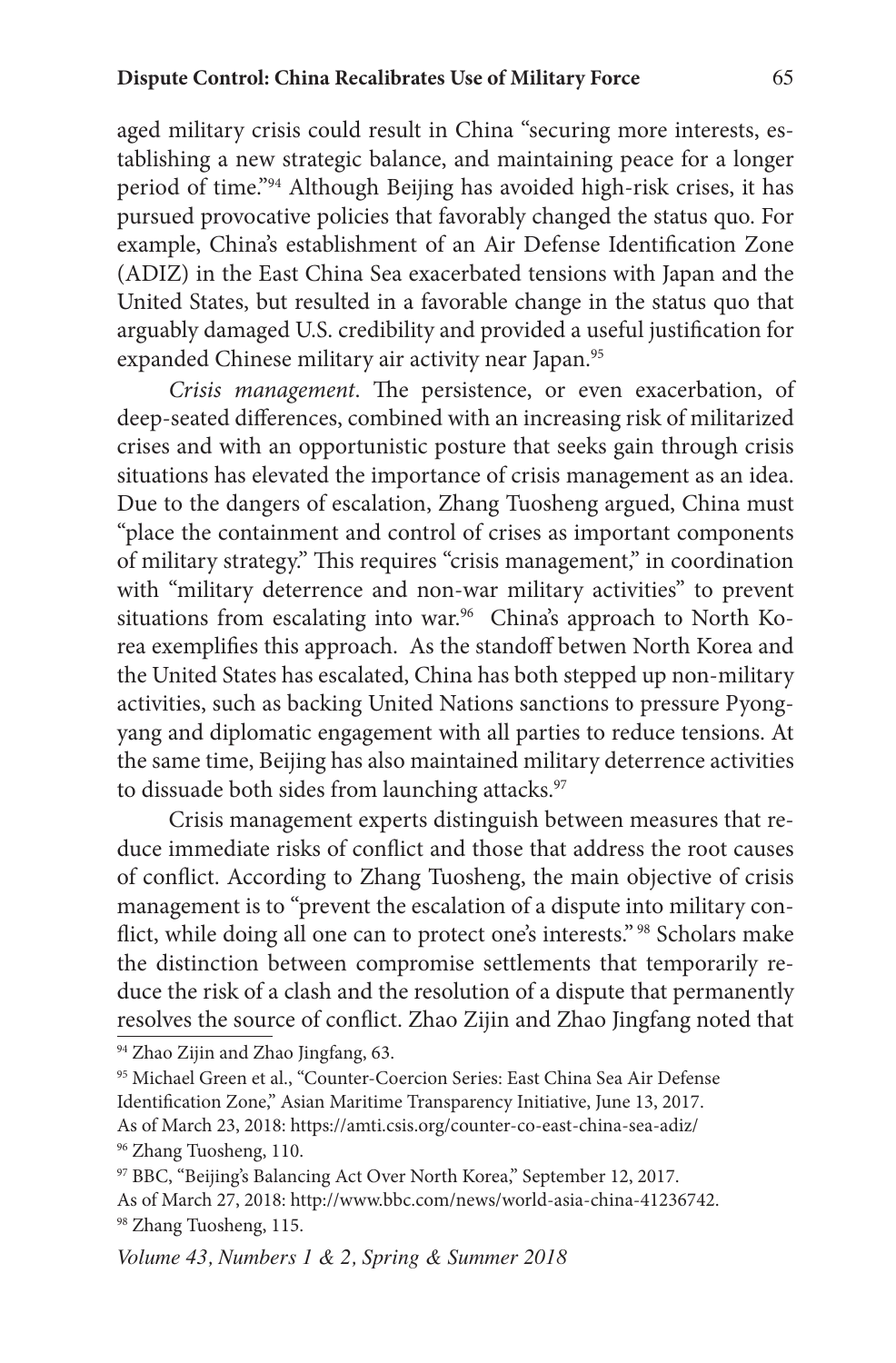aged military crisis could result in China "securing more interests, establishing a new strategic balance, and maintaining peace for a longer period of time."[94] Although Beijing has avoided high-risk crises, it has pursued provocative policies that favorably changed the status quo. For example, China's establishment of an Air Defense Identification Zone (ADIZ) in the East China Sea exacerbated tensions with Japan and the United States, but resulted in a favorable change in the status quo that arguably damaged U.S. credibility and provided a useful justification for expanded Chinese military air activity near Japan.[95]

*Crisis management*. The persistence, or even exacerbation, of deep-seated differences, combined with an increasing risk of militarized crises and with an opportunistic posture that seeks gain through crisis situations has elevated the importance of crisis management as an idea. Due to the dangers of escalation, Zhang Tuosheng argued, China must "place the containment and control of crises as important components of military strategy." This requires "crisis management," in coordination with "military deterrence and non-war military activities" to prevent situations from escalating into war.[96] China's approach to North Korea exemplifies this approach. As the standoff betwen North Korea and the United States has escalated, China has both stepped up non-military activities, such as backing United Nations sanctions to pressure Pyongyang and diplomatic engagement with all parties to reduce tensions. At the same time, Beijing has also maintained military deterrence activities to dissuade both sides from launching attacks.[97]

Crisis management experts distinguish between measures that reduce immediate risks of conflict and those that address the root causes of conflict. According to Zhang Tuosheng, the main objective of crisis management is to "prevent the escalation of a dispute into military conflict, while doing all one can to protect one's interests." [98] Scholars make the distinction between compromise settlements that temporarily reduce the risk of a clash and the resolution of a dispute that permanently resolves the source of conflict. Zhao Zijin and Zhao Jingfang noted that

---

[94] Zhao Zijin and Zhao Jingfang, 63.

[95] Michael Green et al., "Counter-Coercion Series: East China Sea Air Defense Identification Zone," Asian Maritime Transparency Initiative, June 13, 2017. As of March 23, 2018: https://amti.csis.org/counter-co-east-china-sea-adiz/

[96] Zhang Tuosheng, 110.

[97] BBC, "Beijing's Balancing Act Over North Korea," September 12, 2017. As of March 27, 2018: http://www.bbc.com/news/world-asia-china-41236742.

[98] Zhang Tuosheng, 115.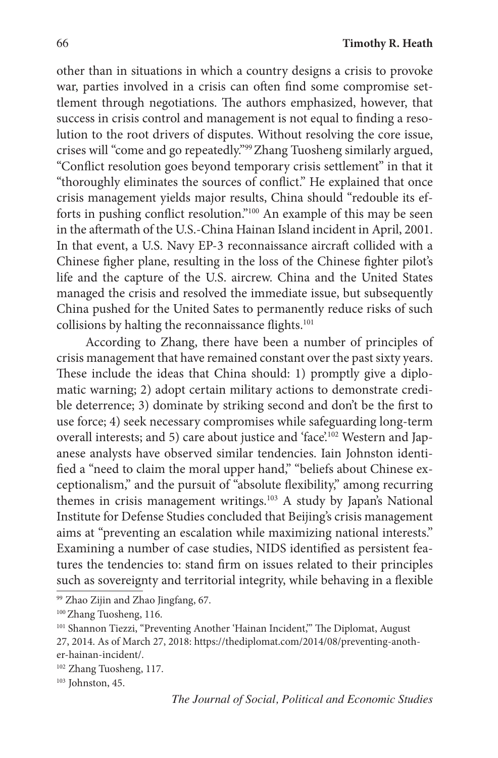other than in situations in which a country designs a crisis to provoke war, parties involved in a crisis can often find some compromise settlement through negotiations. The authors emphasized, however, that success in crisis control and management is not equal to finding a resolution to the root drivers of disputes. Without resolving the core issue, crises will "come and go repeatedly."[99] Zhang Tuosheng similarly argued, "Conflict resolution goes beyond temporary crisis settlement" in that it "thoroughly eliminates the sources of conflict." He explained that once crisis management yields major results, China should "redouble its efforts in pushing conflict resolution."[100] An example of this may be seen in the aftermath of the U.S.-China Hainan Island incident in April, 2001. In that event, a U.S. Navy EP-3 reconnaissance aircraft collided with a Chinese figher plane, resulting in the loss of the Chinese fighter pilot's life and the capture of the U.S. aircrew. China and the United States managed the crisis and resolved the immediate issue, but subsequently China pushed for the United Sates to permanently reduce risks of such collisions by halting the reconnaissance flights.[101]

According to Zhang, there have been a number of principles of crisis management that have remained constant over the past sixty years. These include the ideas that China should: 1) promptly give a diplomatic warning; 2) adopt certain military actions to demonstrate credible deterrence; 3) dominate by striking second and don't be the first to use force; 4) seek necessary compromises while safeguarding long-term overall interests; and 5) care about justice and 'face'.[102] Western and Japanese analysts have observed similar tendencies. Iain Johnston identified a "need to claim the moral upper hand," "beliefs about Chinese exceptionalism," and the pursuit of "absolute flexibility," among recurring themes in crisis management writings.[103] A study by Japan's National Institute for Defense Studies concluded that Beijing's crisis management aims at "preventing an escalation while maximizing national interests." Examining a number of case studies, NIDS identified as persistent features the tendencies to: stand firm on issues related to their principles such as sovereignty and territorial integrity, while behaving in a flexible

---

[99] Zhao Zijin and Zhao Jingfang, 67.

[100] Zhang Tuosheng, 116.

[101] Shannon Tiezzi, "Preventing Another 'Hainan Incident,'" The Diplomat, August 27, 2014. As of March 27, 2018: https://thediplomat.com/2014/08/preventing-another-hainan-incident/.

[102] Zhang Tuosheng, 117.

[103] Johnston, 45.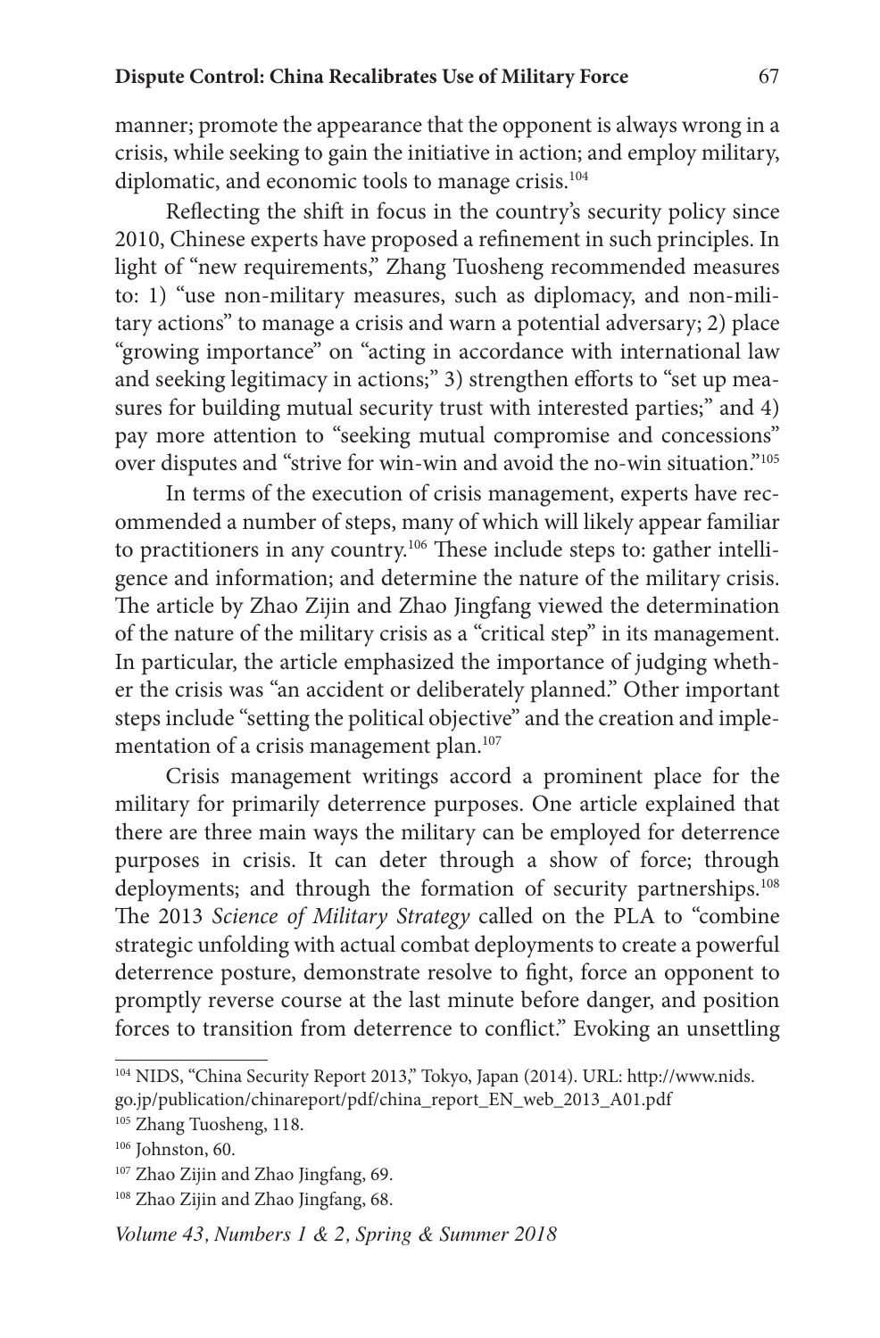manner; promote the appearance that the opponent is always wrong in a crisis, while seeking to gain the initiative in action; and employ military, diplomatic, and economic tools to manage crisis.[104]

Reflecting the shift in focus in the country's security policy since 2010, Chinese experts have proposed a refinement in such principles. In light of "new requirements," Zhang Tuosheng recommended measures to: 1) "use non-military measures, such as diplomacy, and non-military actions" to manage a crisis and warn a potential adversary; 2) place "growing importance" on "acting in accordance with international law and seeking legitimacy in actions;" 3) strengthen efforts to "set up measures for building mutual security trust with interested parties;" and 4) pay more attention to "seeking mutual compromise and concessions" over disputes and "strive for win-win and avoid the no-win situation."[105]

In terms of the execution of crisis management, experts have recommended a number of steps, many of which will likely appear familiar to practitioners in any country.[106] These include steps to: gather intelligence and information; and determine the nature of the military crisis. The article by Zhao Zijin and Zhao Jingfang viewed the determination of the nature of the military crisis as a "critical step" in its management. In particular, the article emphasized the importance of judging whether the crisis was "an accident or deliberately planned." Other important steps include "setting the political objective" and the creation and implementation of a crisis management plan.[107]

Crisis management writings accord a prominent place for the military for primarily deterrence purposes. One article explained that there are three main ways the military can be employed for deterrence purposes in crisis. It can deter through a show of force; through deployments; and through the formation of security partnerships.[108] The 2013 *Science of Military Strategy* called on the PLA to "combine strategic unfolding with actual combat deployments to create a powerful deterrence posture, demonstrate resolve to fight, force an opponent to promptly reverse course at the last minute before danger, and position forces to transition from deterrence to conflict." Evoking an unsettling

---

[104] NIDS, "China Security Report 2013," Tokyo, Japan (2014). URL: http://www.nids.go.jp/publication/chinareport/pdf/china_report_EN_web_2013_A01.pdf

[105] Zhang Tuosheng, 118.

[106] Johnston, 60.

[107] Zhao Zijin and Zhao Jingfang, 69.

[108] Zhao Zijin and Zhao Jingfang, 68.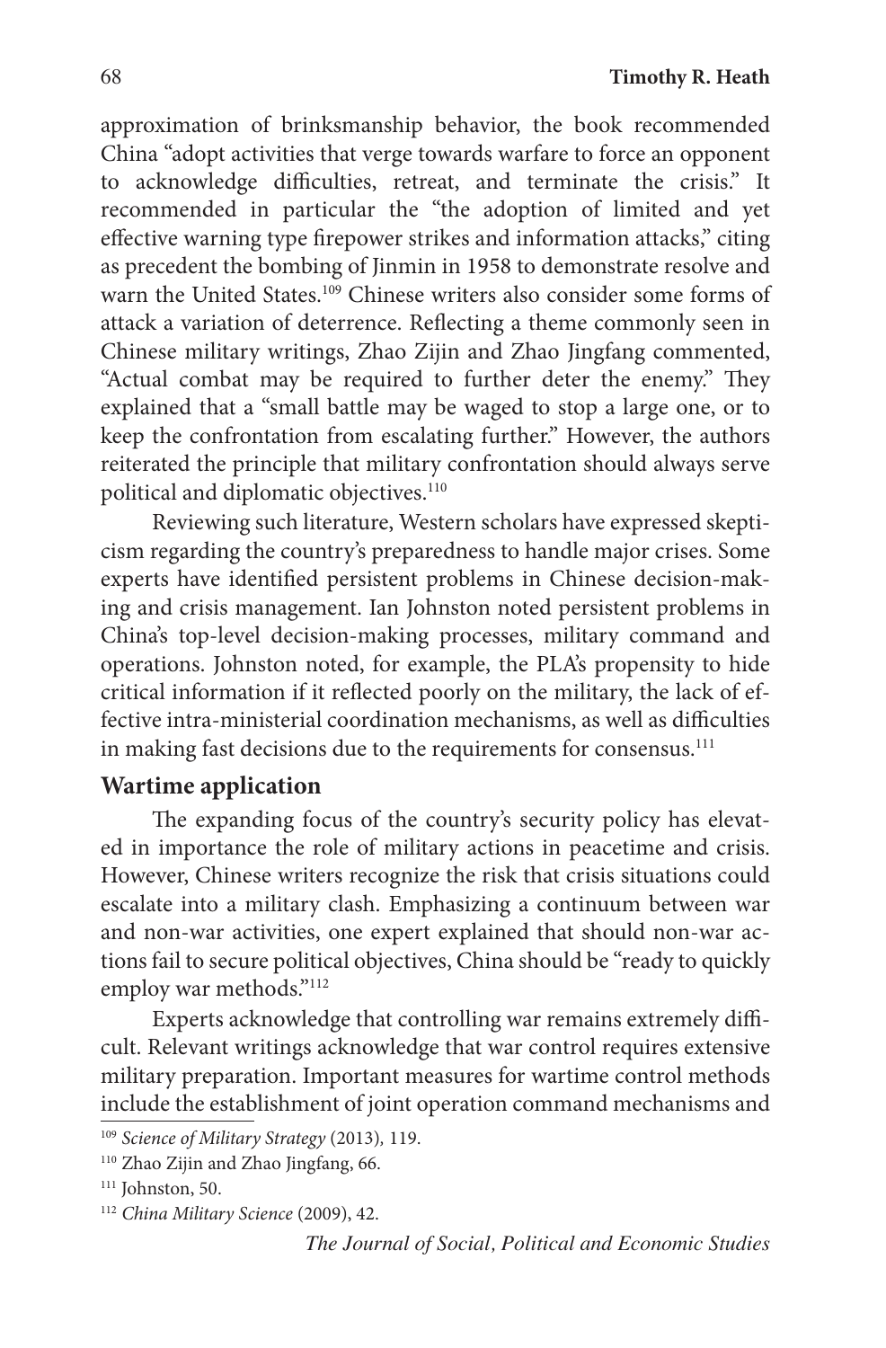approximation of brinksmanship behavior, the book recommended China "adopt activities that verge towards warfare to force an opponent to acknowledge difficulties, retreat, and terminate the crisis." It recommended in particular the "the adoption of limited and yet effective warning type firepower strikes and information attacks," citing as precedent the bombing of Jinmin in 1958 to demonstrate resolve and warn the United States.[109] Chinese writers also consider some forms of attack a variation of deterrence. Reflecting a theme commonly seen in Chinese military writings, Zhao Zijin and Zhao Jingfang commented, "Actual combat may be required to further deter the enemy." They explained that a "small battle may be waged to stop a large one, or to keep the confrontation from escalating further." However, the authors reiterated the principle that military confrontation should always serve political and diplomatic objectives.[110]

Reviewing such literature, Western scholars have expressed skepticism regarding the country's preparedness to handle major crises. Some experts have identified persistent problems in Chinese decision-making and crisis management. Ian Johnston noted persistent problems in China's top-level decision-making processes, military command and operations. Johnston noted, for example, the PLA's propensity to hide critical information if it reflected poorly on the military, the lack of effective intra-ministerial coordination mechanisms, as well as difficulties in making fast decisions due to the requirements for consensus.[111]

### Wartime application

The expanding focus of the country's security policy has elevated in importance the role of military actions in peacetime and crisis. However, Chinese writers recognize the risk that crisis situations could escalate into a military clash. Emphasizing a continuum between war and non-war activities, one expert explained that should non-war actions fail to secure political objectives, China should be "ready to quickly employ war methods."[112]

Experts acknowledge that controlling war remains extremely difficult. Relevant writings acknowledge that war control requires extensive military preparation. Important measures for wartime control methods include the establishment of joint operation command mechanisms and

---

[109] *Science of Military Strategy* (2013), 119.

[110] Zhao Zijin and Zhao Jingfang, 66.

[111] Johnston, 50.

[112] *China Military Science* (2009), 42.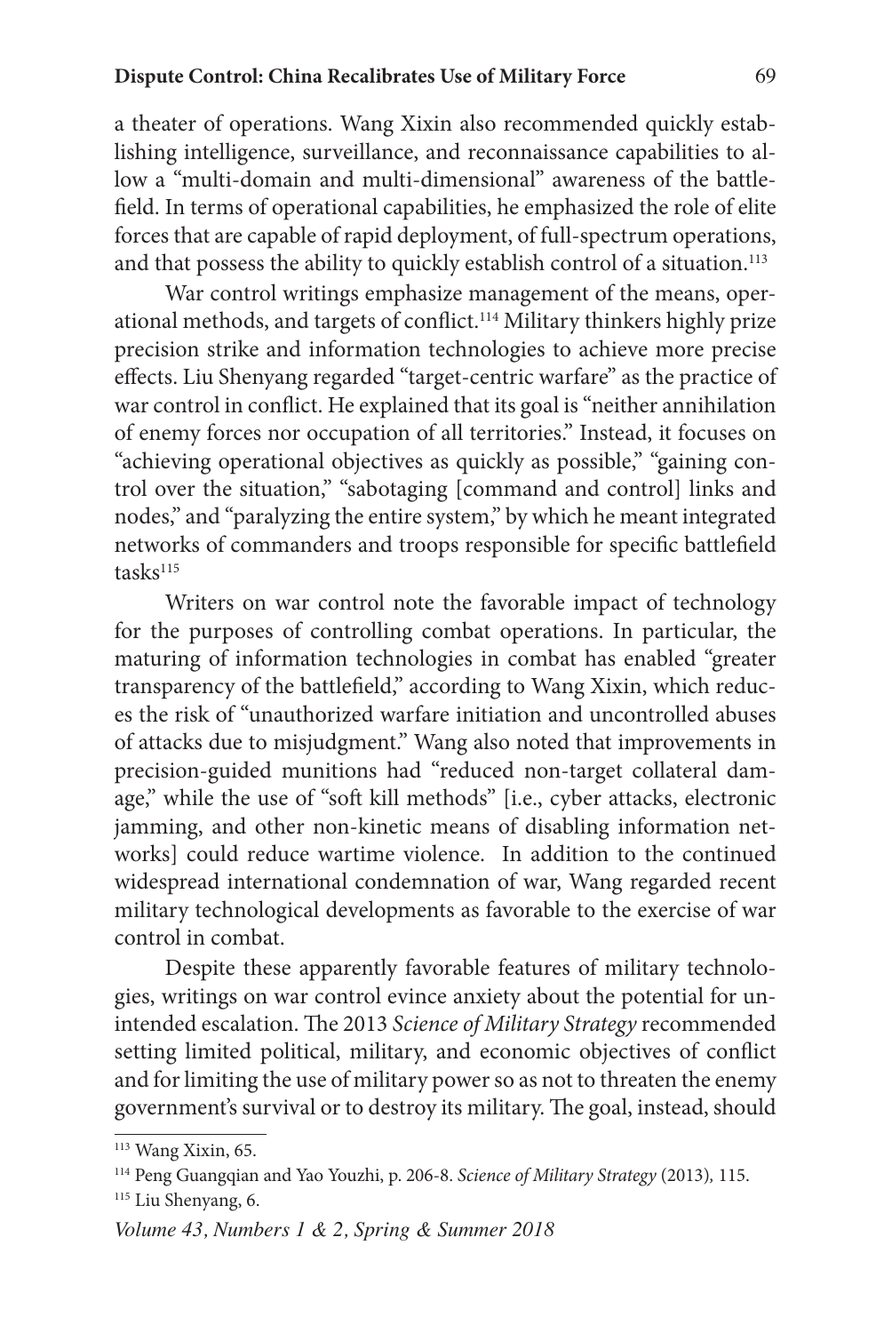a theater of operations. Wang Xixin also recommended quickly establishing intelligence, surveillance, and reconnaissance capabilities to allow a "multi-domain and multi-dimensional" awareness of the battlefield. In terms of operational capabilities, he emphasized the role of elite forces that are capable of rapid deployment, of full-spectrum operations, and that possess the ability to quickly establish control of a situation.[113]

War control writings emphasize management of the means, operational methods, and targets of conflict.[114] Military thinkers highly prize precision strike and information technologies to achieve more precise effects. Liu Shenyang regarded "target-centric warfare" as the practice of war control in conflict. He explained that its goal is "neither annihilation of enemy forces nor occupation of all territories." Instead, it focuses on "achieving operational objectives as quickly as possible," "gaining control over the situation," "sabotaging [command and control] links and nodes," and "paralyzing the entire system," by which he meant integrated networks of commanders and troops responsible for specific battlefield tasks[115]

Writers on war control note the favorable impact of technology for the purposes of controlling combat operations. In particular, the maturing of information technologies in combat has enabled "greater transparency of the battlefield," according to Wang Xixin, which reduces the risk of "unauthorized warfare initiation and uncontrolled abuses of attacks due to misjudgment." Wang also noted that improvements in precision-guided munitions had "reduced non-target collateral damage," while the use of "soft kill methods" [i.e., cyber attacks, electronic jamming, and other non-kinetic means of disabling information networks] could reduce wartime violence. In addition to the continued widespread international condemnation of war, Wang regarded recent military technological developments as favorable to the exercise of war control in combat.

Despite these apparently favorable features of military technologies, writings on war control evince anxiety about the potential for unintended escalation. The 2013 *Science of Military Strategy* recommended setting limited political, military, and economic objectives of conflict and for limiting the use of military power so as not to threaten the enemy government's survival or to destroy its military. The goal, instead, should

[113] Wang Xixin, 65.

[114] Peng Guangqian and Yao Youzhi, p. 206-8. *Science of Military Strategy* (2013), 115.

[115] Liu Shenyang, 6.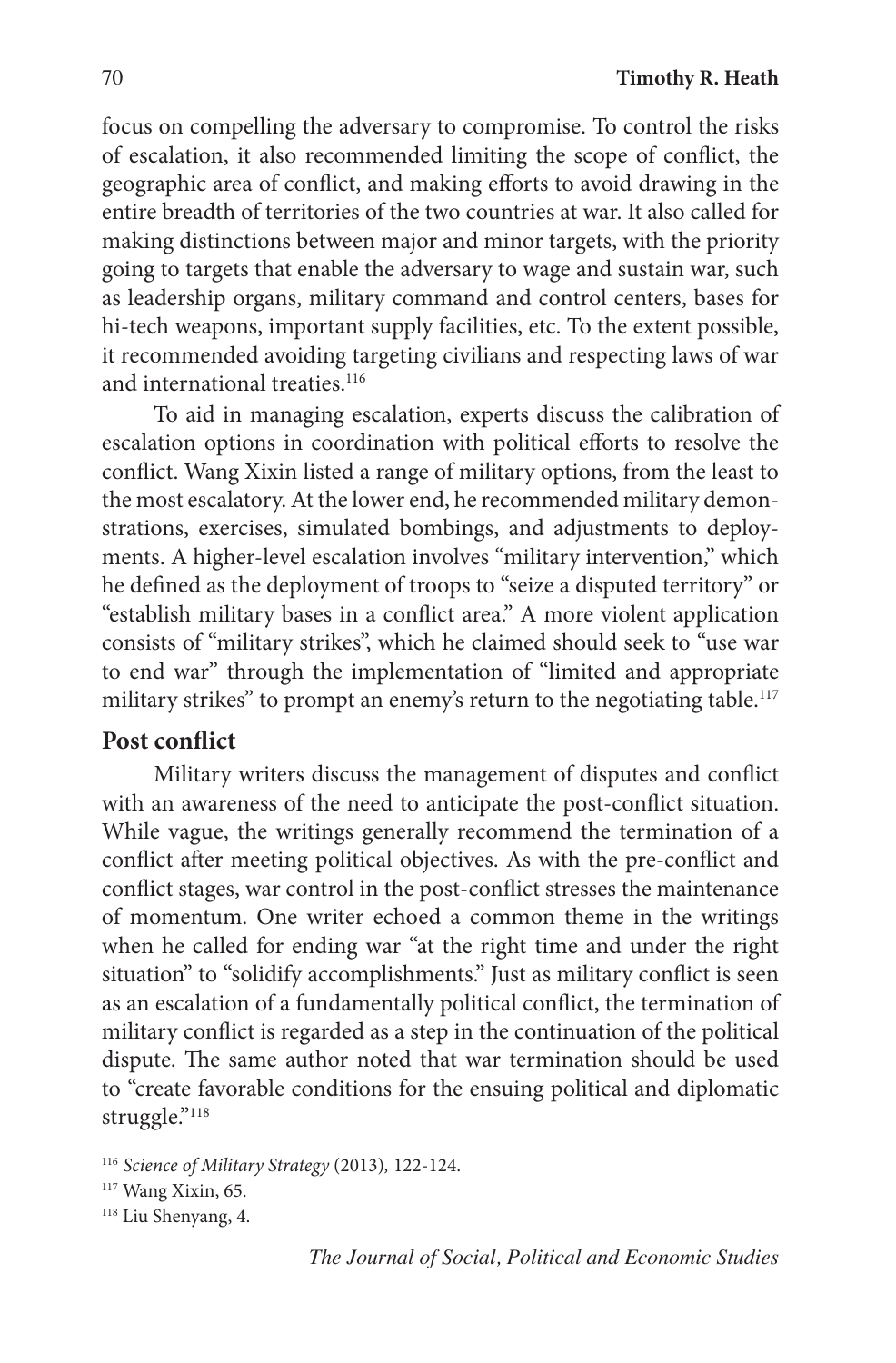focus on compelling the adversary to compromise. To control the risks of escalation, it also recommended limiting the scope of conflict, the geographic area of conflict, and making efforts to avoid drawing in the entire breadth of territories of the two countries at war. It also called for making distinctions between major and minor targets, with the priority going to targets that enable the adversary to wage and sustain war, such as leadership organs, military command and control centers, bases for hi-tech weapons, important supply facilities, etc. To the extent possible, it recommended avoiding targeting civilians and respecting laws of war and international treaties.[116]

To aid in managing escalation, experts discuss the calibration of escalation options in coordination with political efforts to resolve the conflict. Wang Xixin listed a range of military options, from the least to the most escalatory. At the lower end, he recommended military demonstrations, exercises, simulated bombings, and adjustments to deployments. A higher-level escalation involves "military intervention," which he defined as the deployment of troops to "seize a disputed territory" or "establish military bases in a conflict area." A more violent application consists of "military strikes", which he claimed should seek to "use war to end war" through the implementation of "limited and appropriate military strikes" to prompt an enemy's return to the negotiating table.[117]

## Post conflict

Military writers discuss the management of disputes and conflict with an awareness of the need to anticipate the post-conflict situation. While vague, the writings generally recommend the termination of a conflict after meeting political objectives. As with the pre-conflict and conflict stages, war control in the post-conflict stresses the maintenance of momentum. One writer echoed a common theme in the writings when he called for ending war "at the right time and under the right situation" to "solidify accomplishments." Just as military conflict is seen as an escalation of a fundamentally political conflict, the termination of military conflict is regarded as a step in the continuation of the political dispute. The same author noted that war termination should be used to "create favorable conditions for the ensuing political and diplomatic struggle."[118]

---

[116] *Science of Military Strategy* (2013), 122-124.

[117] Wang Xixin, 65.

[118] Liu Shenyang, 4.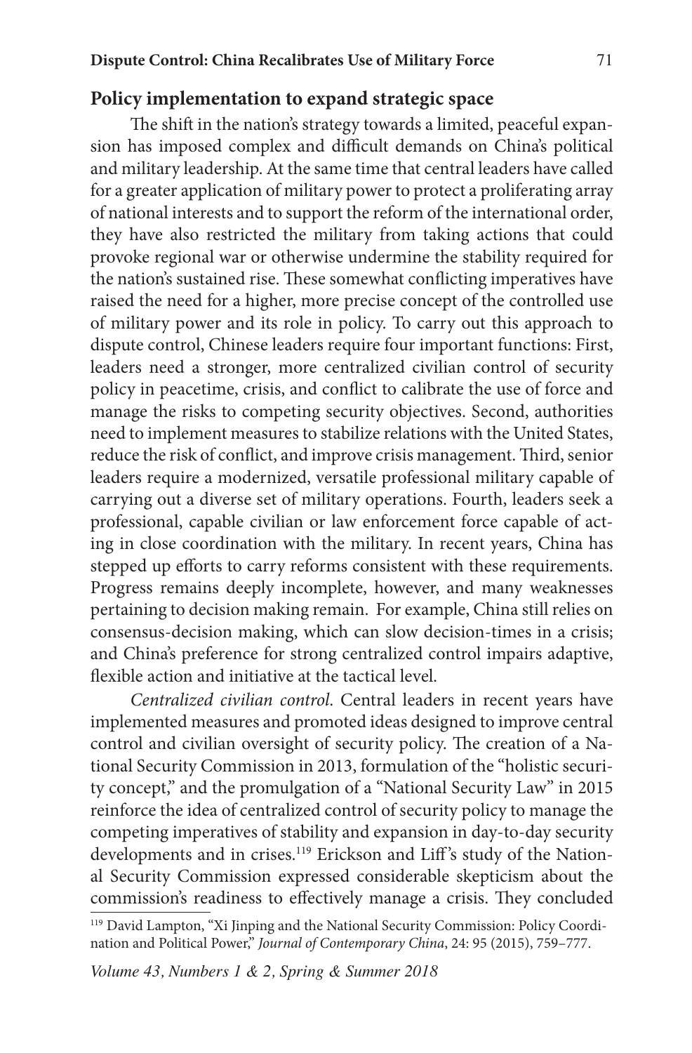## Policy implementation to expand strategic space

The shift in the nation's strategy towards a limited, peaceful expansion has imposed complex and difficult demands on China's political and military leadership. At the same time that central leaders have called for a greater application of military power to protect a proliferating array of national interests and to support the reform of the international order, they have also restricted the military from taking actions that could provoke regional war or otherwise undermine the stability required for the nation's sustained rise. These somewhat conflicting imperatives have raised the need for a higher, more precise concept of the controlled use of military power and its role in policy. To carry out this approach to dispute control, Chinese leaders require four important functions: First, leaders need a stronger, more centralized civilian control of security policy in peacetime, crisis, and conflict to calibrate the use of force and manage the risks to competing security objectives. Second, authorities need to implement measures to stabilize relations with the United States, reduce the risk of conflict, and improve crisis management. Third, senior leaders require a modernized, versatile professional military capable of carrying out a diverse set of military operations. Fourth, leaders seek a professional, capable civilian or law enforcement force capable of acting in close coordination with the military. In recent years, China has stepped up efforts to carry reforms consistent with these requirements. Progress remains deeply incomplete, however, and many weaknesses pertaining to decision making remain. For example, China still relies on consensus-decision making, which can slow decision-times in a crisis; and China's preference for strong centralized control impairs adaptive, flexible action and initiative at the tactical level.

*Centralized civilian control.* Central leaders in recent years have implemented measures and promoted ideas designed to improve central control and civilian oversight of security policy. The creation of a National Security Commission in 2013, formulation of the "holistic security concept," and the promulgation of a "National Security Law" in 2015 reinforce the idea of centralized control of security policy to manage the competing imperatives of stability and expansion in day-to-day security developments and in crises.[119] Erickson and Liff's study of the National Security Commission expressed considerable skepticism about the commission's readiness to effectively manage a crisis. They concluded

[119] David Lampton, "Xi Jinping and the National Security Commission: Policy Coordination and Political Power," *Journal of Contemporary China*, 24: 95 (2015), 759–777.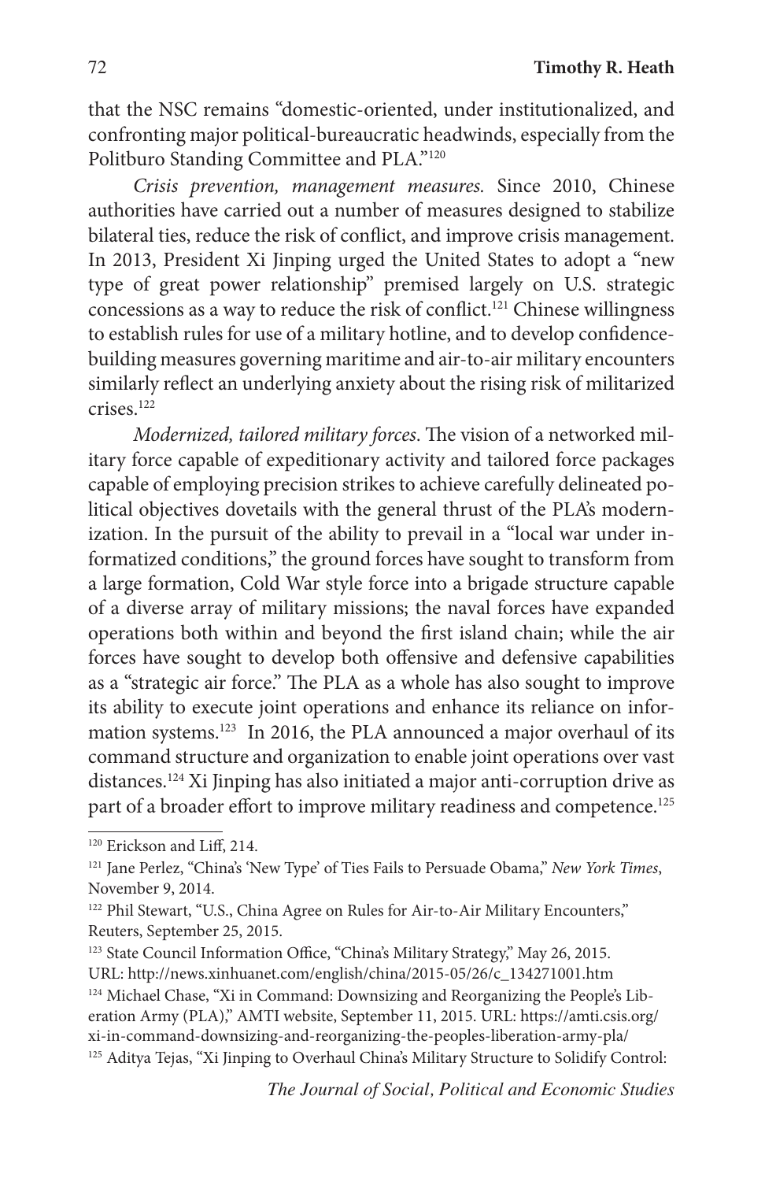that the NSC remains "domestic-oriented, under institutionalized, and confronting major political-bureaucratic headwinds, especially from the Politburo Standing Committee and PLA."[120]

*Crisis prevention, management measures.* Since 2010, Chinese authorities have carried out a number of measures designed to stabilize bilateral ties, reduce the risk of conflict, and improve crisis management. In 2013, President Xi Jinping urged the United States to adopt a "new type of great power relationship" premised largely on U.S. strategic concessions as a way to reduce the risk of conflict.[121] Chinese willingness to establish rules for use of a military hotline, and to develop confidence-building measures governing maritime and air-to-air military encounters similarly reflect an underlying anxiety about the rising risk of militarized crises.[122]

*Modernized, tailored military forces*. The vision of a networked military force capable of expeditionary activity and tailored force packages capable of employing precision strikes to achieve carefully delineated political objectives dovetails with the general thrust of the PLA's modernization. In the pursuit of the ability to prevail in a "local war under informatized conditions," the ground forces have sought to transform from a large formation, Cold War style force into a brigade structure capable of a diverse array of military missions; the naval forces have expanded operations both within and beyond the first island chain; while the air forces have sought to develop both offensive and defensive capabilities as a "strategic air force." The PLA as a whole has also sought to improve its ability to execute joint operations and enhance its reliance on information systems.[123] In 2016, the PLA announced a major overhaul of its command structure and organization to enable joint operations over vast distances.[124] Xi Jinping has also initiated a major anti-corruption drive as part of a broader effort to improve military readiness and competence.[125]

---

[120] Erickson and Liff, 214.

[121] Jane Perlez, "China's 'New Type' of Ties Fails to Persuade Obama," *New York Times*, November 9, 2014.

[122] Phil Stewart, "U.S., China Agree on Rules for Air-to-Air Military Encounters," Reuters, September 25, 2015.

[123] State Council Information Office, "China's Military Strategy," May 26, 2015. URL: http://news.xinhuanet.com/english/china/2015-05/26/c_134271001.htm

[124] Michael Chase, "Xi in Command: Downsizing and Reorganizing the People's Liberation Army (PLA)," AMTI website, September 11, 2015. URL: https://amti.csis.org/xi-in-command-downsizing-and-reorganizing-the-peoples-liberation-army-pla/

[125] Aditya Tejas, "Xi Jinping to Overhaul China's Military Structure to Solidify Control: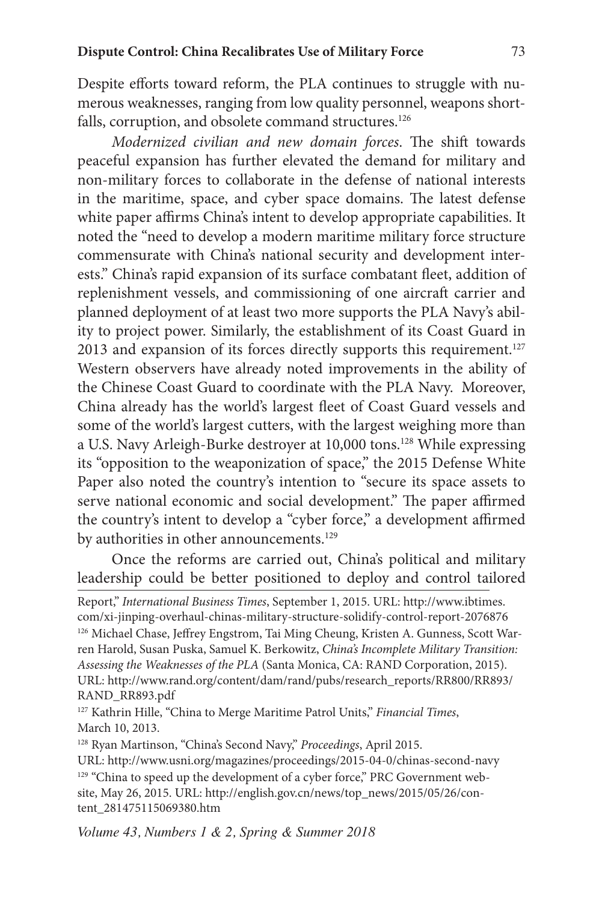Despite efforts toward reform, the PLA continues to struggle with numerous weaknesses, ranging from low quality personnel, weapons shortfalls, corruption, and obsolete command structures.[126]

*Modernized civilian and new domain forces*. The shift towards peaceful expansion has further elevated the demand for military and non-military forces to collaborate in the defense of national interests in the maritime, space, and cyber space domains. The latest defense white paper affirms China's intent to develop appropriate capabilities. It noted the "need to develop a modern maritime military force structure commensurate with China's national security and development interests." China's rapid expansion of its surface combatant fleet, addition of replenishment vessels, and commissioning of one aircraft carrier and planned deployment of at least two more supports the PLA Navy's ability to project power. Similarly, the establishment of its Coast Guard in 2013 and expansion of its forces directly supports this requirement.[127] Western observers have already noted improvements in the ability of the Chinese Coast Guard to coordinate with the PLA Navy. Moreover, China already has the world's largest fleet of Coast Guard vessels and some of the world's largest cutters, with the largest weighing more than a U.S. Navy Arleigh-Burke destroyer at 10,000 tons.[128] While expressing its "opposition to the weaponization of space," the 2015 Defense White Paper also noted the country's intention to "secure its space assets to serve national economic and social development." The paper affirmed the country's intent to develop a "cyber force," a development affirmed by authorities in other announcements.[129]

Once the reforms are carried out, China's political and military leadership could be better positioned to deploy and control tailored

---

Report," *International Business Times*, September 1, 2015. URL: http://www.ibtimes.com/xi-jinping-overhaul-chinas-military-structure-solidify-control-report-2076876

[126] Michael Chase, Jeffrey Engstrom, Tai Ming Cheung, Kristen A. Gunness, Scott Warren Harold, Susan Puska, Samuel K. Berkowitz, *China's Incomplete Military Transition: Assessing the Weaknesses of the PLA* (Santa Monica, CA: RAND Corporation, 2015). URL: http://www.rand.org/content/dam/rand/pubs/research_reports/RR800/RR893/RAND_RR893.pdf

[127] Kathrin Hille, "China to Merge Maritime Patrol Units," *Financial Times*, March 10, 2013.

[128] Ryan Martinson, "China's Second Navy," *Proceedings*, April 2015. URL: http://www.usni.org/magazines/proceedings/2015-04-0/chinas-second-navy

[129] "China to speed up the development of a cyber force," PRC Government website, May 26, 2015. URL: http://english.gov.cn/news/top_news/2015/05/26/content_281475115069380.htm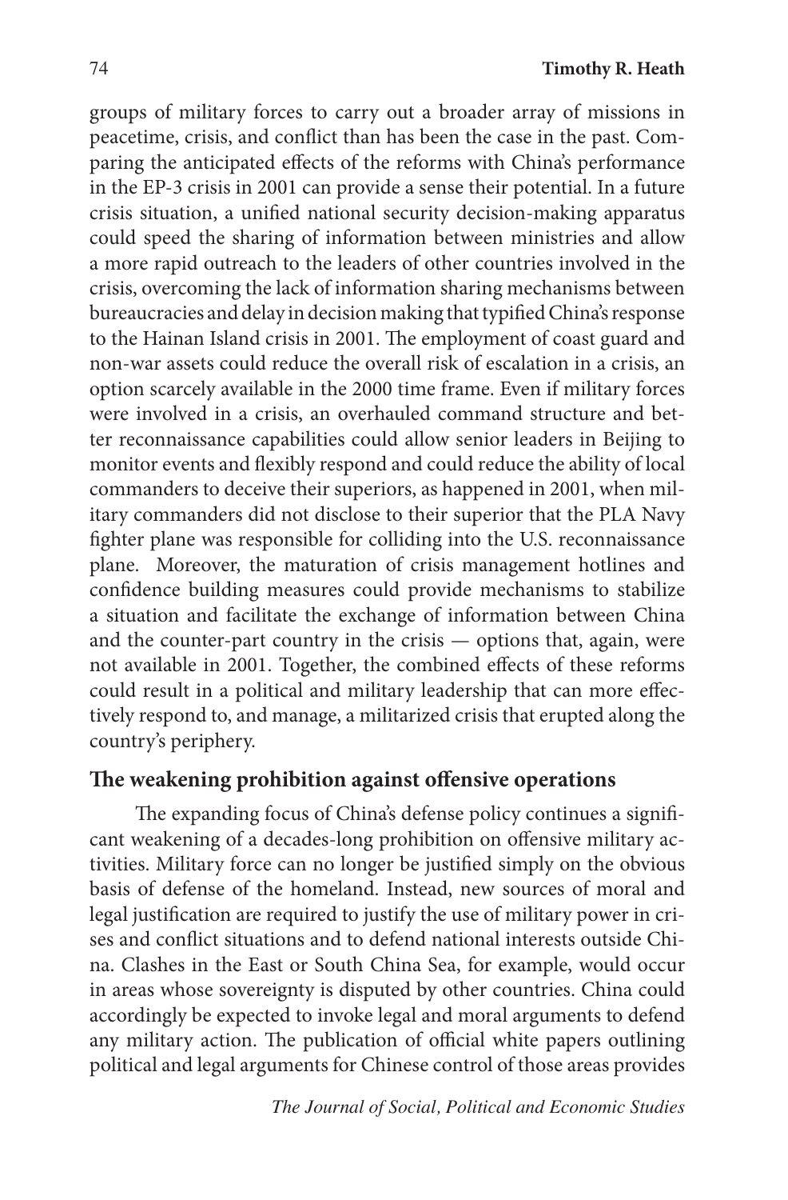groups of military forces to carry out a broader array of missions in peacetime, crisis, and conflict than has been the case in the past. Comparing the anticipated effects of the reforms with China's performance in the EP-3 crisis in 2001 can provide a sense their potential. In a future crisis situation, a unified national security decision-making apparatus could speed the sharing of information between ministries and allow a more rapid outreach to the leaders of other countries involved in the crisis, overcoming the lack of information sharing mechanisms between bureaucracies and delay in decision making that typified China's response to the Hainan Island crisis in 2001. The employment of coast guard and non-war assets could reduce the overall risk of escalation in a crisis, an option scarcely available in the 2000 time frame. Even if military forces were involved in a crisis, an overhauled command structure and better reconnaissance capabilities could allow senior leaders in Beijing to monitor events and flexibly respond and could reduce the ability of local commanders to deceive their superiors, as happened in 2001, when military commanders did not disclose to their superior that the PLA Navy fighter plane was responsible for colliding into the U.S. reconnaissance plane. Moreover, the maturation of crisis management hotlines and confidence building measures could provide mechanisms to stabilize a situation and facilitate the exchange of information between China and the counter-part country in the crisis — options that, again, were not available in 2001. Together, the combined effects of these reforms could result in a political and military leadership that can more effectively respond to, and manage, a militarized crisis that erupted along the country's periphery.

## The weakening prohibition against offensive operations

The expanding focus of China's defense policy continues a significant weakening of a decades-long prohibition on offensive military activities. Military force can no longer be justified simply on the obvious basis of defense of the homeland. Instead, new sources of moral and legal justification are required to justify the use of military power in crises and conflict situations and to defend national interests outside China. Clashes in the East or South China Sea, for example, would occur in areas whose sovereignty is disputed by other countries. China could accordingly be expected to invoke legal and moral arguments to defend any military action. The publication of official white papers outlining political and legal arguments for Chinese control of those areas provides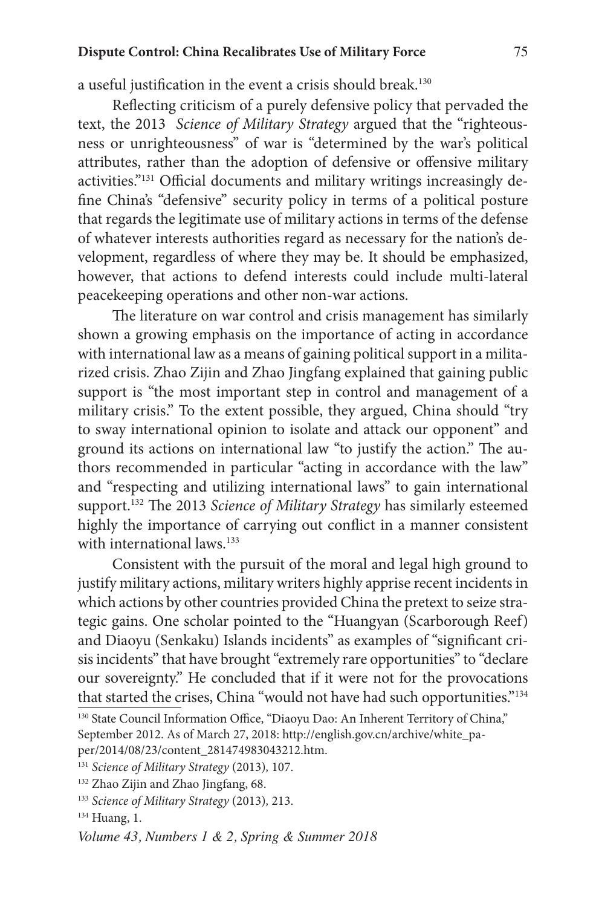a useful justification in the event a crisis should break.[130]

Reflecting criticism of a purely defensive policy that pervaded the text, the 2013 *Science of Military Strategy* argued that the "righteousness or unrighteousness" of war is "determined by the war's political attributes, rather than the adoption of defensive or offensive military activities."[131] Official documents and military writings increasingly define China's "defensive" security policy in terms of a political posture that regards the legitimate use of military actions in terms of the defense of whatever interests authorities regard as necessary for the nation's development, regardless of where they may be. It should be emphasized, however, that actions to defend interests could include multi-lateral peacekeeping operations and other non-war actions.

The literature on war control and crisis management has similarly shown a growing emphasis on the importance of acting in accordance with international law as a means of gaining political support in a militarized crisis. Zhao Zijin and Zhao Jingfang explained that gaining public support is "the most important step in control and management of a military crisis." To the extent possible, they argued, China should "try to sway international opinion to isolate and attack our opponent" and ground its actions on international law "to justify the action." The authors recommended in particular "acting in accordance with the law" and "respecting and utilizing international laws" to gain international support.[132] The 2013 *Science of Military Strategy* has similarly esteemed highly the importance of carrying out conflict in a manner consistent with international laws.[133]

Consistent with the pursuit of the moral and legal high ground to justify military actions, military writers highly apprise recent incidents in which actions by other countries provided China the pretext to seize strategic gains. One scholar pointed to the "Huangyan (Scarborough Reef) and Diaoyu (Senkaku) Islands incidents" as examples of "significant crisis incidents" that have brought "extremely rare opportunities" to "declare our sovereignty." He concluded that if it were not for the provocations that started the crises, China "would not have had such opportunities."[134]

---

[130] State Council Information Office, "Diaoyu Dao: An Inherent Territory of China," September 2012. As of March 27, 2018: http://english.gov.cn/archive/white_paper/2014/08/23/content_281474983043212.htm.

[131] *Science of Military Strategy* (2013), 107.

[132] Zhao Zijin and Zhao Jingfang, 68.

[133] *Science of Military Strategy* (2013), 213.

[134] Huang, 1.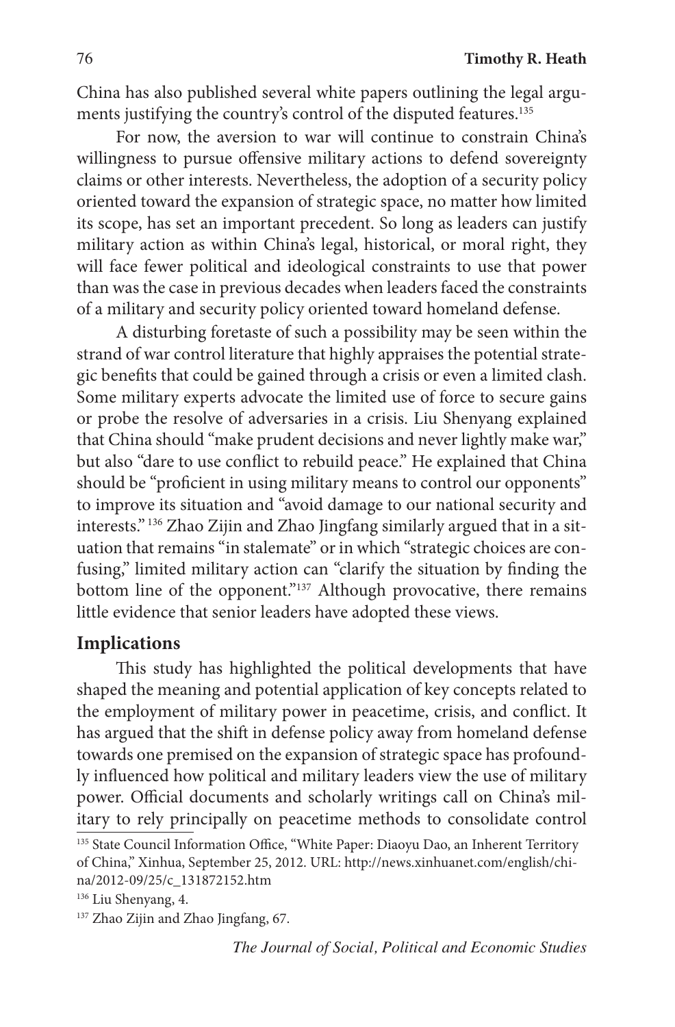China has also published several white papers outlining the legal arguments justifying the country's control of the disputed features.[135]

For now, the aversion to war will continue to constrain China's willingness to pursue offensive military actions to defend sovereignty claims or other interests. Nevertheless, the adoption of a security policy oriented toward the expansion of strategic space, no matter how limited its scope, has set an important precedent. So long as leaders can justify military action as within China's legal, historical, or moral right, they will face fewer political and ideological constraints to use that power than was the case in previous decades when leaders faced the constraints of a military and security policy oriented toward homeland defense.

A disturbing foretaste of such a possibility may be seen within the strand of war control literature that highly appraises the potential strategic benefits that could be gained through a crisis or even a limited clash. Some military experts advocate the limited use of force to secure gains or probe the resolve of adversaries in a crisis. Liu Shenyang explained that China should "make prudent decisions and never lightly make war," but also "dare to use conflict to rebuild peace." He explained that China should be "proficient in using military means to control our opponents" to improve its situation and "avoid damage to our national security and interests."[136] Zhao Zijin and Zhao Jingfang similarly argued that in a situation that remains "in stalemate" or in which "strategic choices are confusing," limited military action can "clarify the situation by finding the bottom line of the opponent."[137] Although provocative, there remains little evidence that senior leaders have adopted these views.

## Implications

This study has highlighted the political developments that have shaped the meaning and potential application of key concepts related to the employment of military power in peacetime, crisis, and conflict. It has argued that the shift in defense policy away from homeland defense towards one premised on the expansion of strategic space has profoundly influenced how political and military leaders view the use of military power. Official documents and scholarly writings call on China's military to rely principally on peacetime methods to consolidate control

---

[135] State Council Information Office, "White Paper: Diaoyu Dao, an Inherent Territory of China," Xinhua, September 25, 2012. URL: http://news.xinhuanet.com/english/china/2012-09/25/c_131872152.htm

[136] Liu Shenyang, 4.

[137] Zhao Zijin and Zhao Jingfang, 67.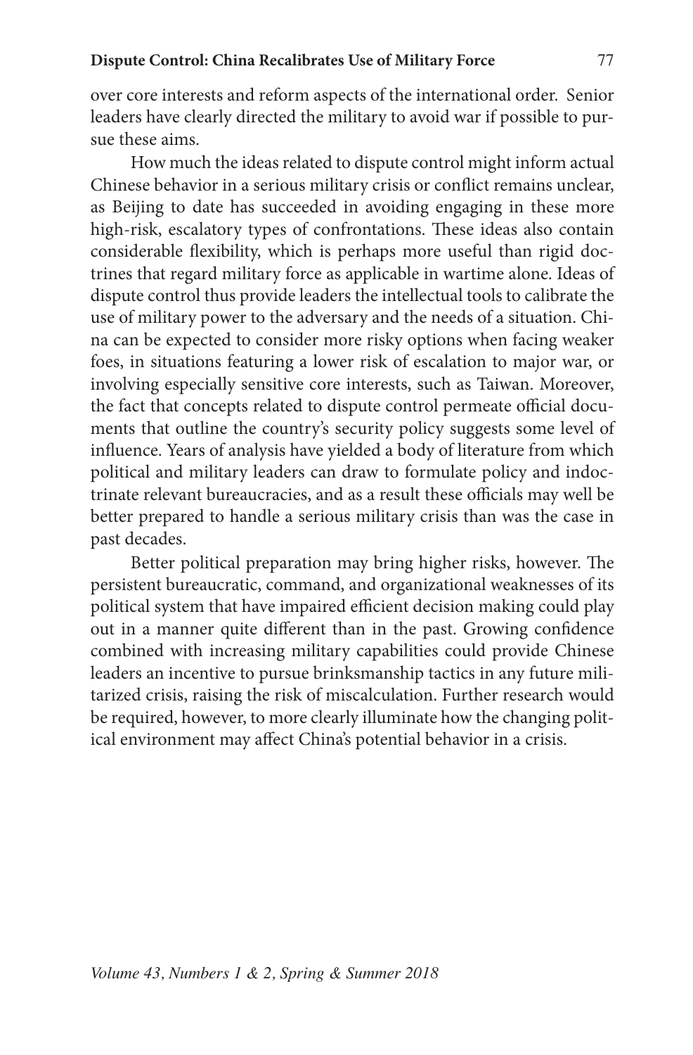over core interests and reform aspects of the international order. Senior leaders have clearly directed the military to avoid war if possible to pursue these aims.

How much the ideas related to dispute control might inform actual Chinese behavior in a serious military crisis or conflict remains unclear, as Beijing to date has succeeded in avoiding engaging in these more high-risk, escalatory types of confrontations. These ideas also contain considerable flexibility, which is perhaps more useful than rigid doctrines that regard military force as applicable in wartime alone. Ideas of dispute control thus provide leaders the intellectual tools to calibrate the use of military power to the adversary and the needs of a situation. China can be expected to consider more risky options when facing weaker foes, in situations featuring a lower risk of escalation to major war, or involving especially sensitive core interests, such as Taiwan. Moreover, the fact that concepts related to dispute control permeate official documents that outline the country's security policy suggests some level of influence. Years of analysis have yielded a body of literature from which political and military leaders can draw to formulate policy and indoctrinate relevant bureaucracies, and as a result these officials may well be better prepared to handle a serious military crisis than was the case in past decades.

Better political preparation may bring higher risks, however. The persistent bureaucratic, command, and organizational weaknesses of its political system that have impaired efficient decision making could play out in a manner quite different than in the past. Growing confidence combined with increasing military capabilities could provide Chinese leaders an incentive to pursue brinksmanship tactics in any future militarized crisis, raising the risk of miscalculation. Further research would be required, however, to more clearly illuminate how the changing political environment may affect China's potential behavior in a crisis.